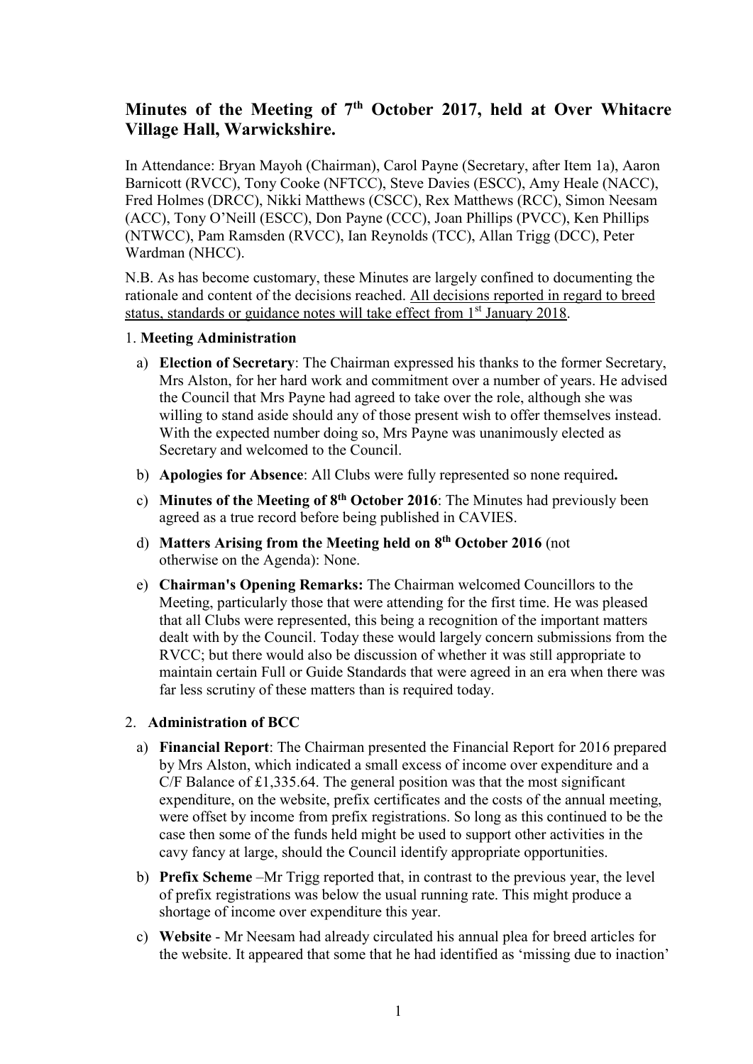# Minutes of the Meeting of 7th October 2017, held at Over Whitacre Village Hall, Warwickshire.

In Attendance: Bryan Mayoh (Chairman), Carol Payne (Secretary, after Item 1a), Aaron Barnicott (RVCC), Tony Cooke (NFTCC), Steve Davies (ESCC), Amy Heale (NACC), Fred Holmes (DRCC), Nikki Matthews (CSCC), Rex Matthews (RCC), Simon Neesam (ACC), Tony O'Neill (ESCC), Don Payne (CCC), Joan Phillips (PVCC), Ken Phillips (NTWCC), Pam Ramsden (RVCC), Ian Reynolds (TCC), Allan Trigg (DCC), Peter Wardman (NHCC).

N.B. As has become customary, these Minutes are largely confined to documenting the rationale and content of the decisions reached. <u>All decisions reported in regard to breed status, standards or guidance notes will take effect from 1st January 2018</u>.

## 1. Meeting Administration

a) **Election of Secretary**: The Chairman expressed his thanks to the former Secretary, Mrs Alston, for her hard work and commitment over a number of years. He advised the Council that Mrs Payne had agreed to take over the role, although she was willing to stand aside should any of those present wish to offer themselves instead. With the expected number doing so, Mrs Payne was unanimously elected as Secretary and welcomed to the Council.

b) **Apologies for Absence**: All Clubs were fully represented so none required**.**

c) **Minutes of the Meeting of 8th October 2016**: The Minutes had previously been agreed as a true record before being published in CAVIES.

d) **Matters Arising from the Meeting held on 8th October 2016** (not otherwise on the Agenda): None.

e) **Chairman's Opening Remarks:** The Chairman welcomed Councillors to the Meeting, particularly those that were attending for the first time. He was pleased that all Clubs were represented, this being a recognition of the important matters dealt with by the Council. Today these would largely concern submissions from the RVCC; but there would also be discussion of whether it was still appropriate to maintain certain Full or Guide Standards that were agreed in an era when there was far less scrutiny of these matters than is required today.

## 2. Administration of BCC

a) **Financial Report**: The Chairman presented the Financial Report for 2016 prepared by Mrs Alston, which indicated a small excess of income over expenditure and a C/F Balance of £1,335.64. The general position was that the most significant expenditure, on the website, prefix certificates and the costs of the annual meeting, were offset by income from prefix registrations. So long as this continued to be the case then some of the funds held might be used to support other activities in the cavy fancy at large, should the Council identify appropriate opportunities.

b) **Prefix Scheme** –Mr Trigg reported that, in contrast to the previous year, the level of prefix registrations was below the usual running rate. This might produce a shortage of income over expenditure this year.

c) **Website** - Mr Neesam had already circulated his annual plea for breed articles for the website. It appeared that some that he had identified as 'missing due to inaction'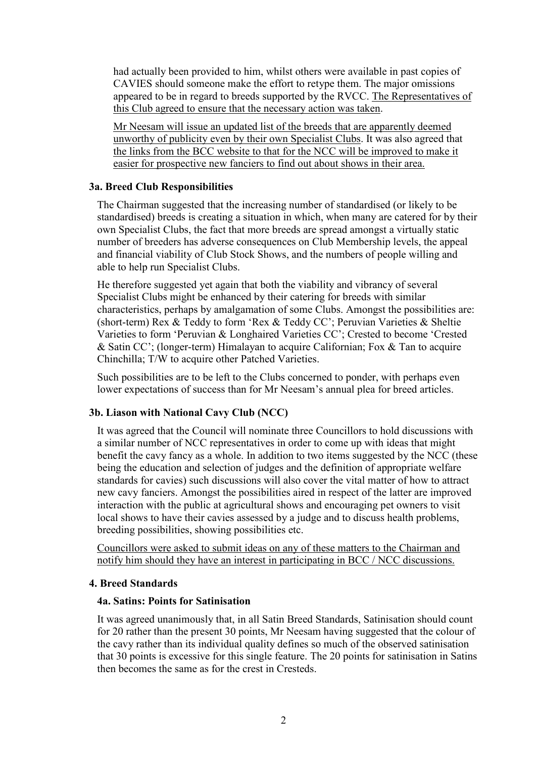had actually been provided to him, whilst others were available in past copies of CAVIES should someone make the effort to retype them. The major omissions appeared to be in regard to breeds supported by the RVCC. <u>The Representatives of this Club agreed to ensure that the necessary action was taken</u>.

<u>Mr Neesam will issue an updated list of the breeds that are apparently deemed unworthy of publicity even by their own Specialist Clubs</u>. It was also agreed that <u>the links from the BCC website to that for the NCC will be improved to make it easier for prospective new fanciers to find out about shows in their area.</u>

### 3a. Breed Club Responsibilities

The Chairman suggested that the increasing number of standardised (or likely to be standardised) breeds is creating a situation in which, when many are catered for by their own Specialist Clubs, the fact that more breeds are spread amongst a virtually static number of breeders has adverse consequences on Club Membership levels, the appeal and financial viability of Club Stock Shows, and the numbers of people willing and able to help run Specialist Clubs.

He therefore suggested yet again that both the viability and vibrancy of several Specialist Clubs might be enhanced by their catering for breeds with similar characteristics, perhaps by amalgamation of some Clubs. Amongst the possibilities are: (short-term) Rex & Teddy to form 'Rex & Teddy CC'; Peruvian Varieties & Sheltie Varieties to form 'Peruvian & Longhaired Varieties CC'; Crested to become 'Crested & Satin CC'; (longer-term) Himalayan to acquire Californian; Fox & Tan to acquire Chinchilla; T/W to acquire other Patched Varieties.

Such possibilities are to be left to the Clubs concerned to ponder, with perhaps even lower expectations of success than for Mr Neesam's annual plea for breed articles.

### 3b. Liason with National Cavy Club (NCC)

It was agreed that the Council will nominate three Councillors to hold discussions with a similar number of NCC representatives in order to come up with ideas that might benefit the cavy fancy as a whole. In addition to two items suggested by the NCC (these being the education and selection of judges and the definition of appropriate welfare standards for cavies) such discussions will also cover the vital matter of how to attract new cavy fanciers. Amongst the possibilities aired in respect of the latter are improved interaction with the public at agricultural shows and encouraging pet owners to visit local shows to have their cavies assessed by a judge and to discuss health problems, breeding possibilities, showing possibilities etc.

<u>Councillors were asked to submit ideas on any of these matters to the Chairman and notify him should they have an interest in participating in BCC / NCC discussions.</u>

## 4. Breed Standards

### 4a. Satins: Points for Satinisation

It was agreed unanimously that, in all Satin Breed Standards, Satinisation should count for 20 rather than the present 30 points, Mr Neesam having suggested that the colour of the cavy rather than its individual quality defines so much of the observed satinisation that 30 points is excessive for this single feature. The 20 points for satinisation in Satins then becomes the same as for the crest in Cresteds.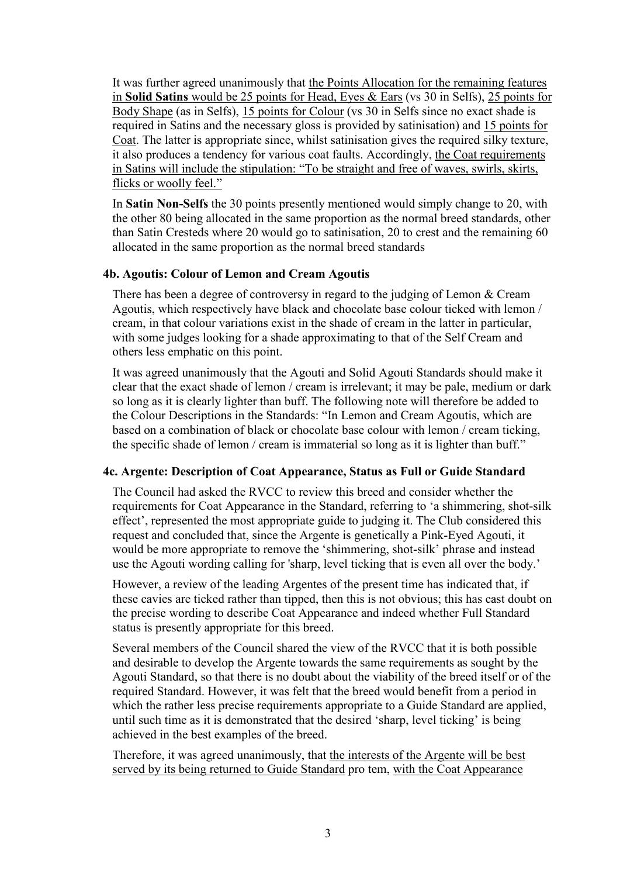It was further agreed unanimously that <u>the Points Allocation for the remaining features in **Solid Satins** would be 25 points for Head, Eyes & Ears</u> (vs 30 in Selfs), <u>25 points for Body Shape</u> (as in Selfs), <u>15 points for Colour</u> (vs 30 in Selfs since no exact shade is required in Satins and the necessary gloss is provided by satinisation) and <u>15 points for Coat</u>. The latter is appropriate since, whilst satinisation gives the required silky texture, it also produces a tendency for various coat faults. Accordingly, <u>the Coat requirements in Satins will include the stipulation: "To be straight and free of waves, swirls, skirts, flicks or woolly feel."</u>

In **Satin Non-Selfs** the 30 points presently mentioned would simply change to 20, with the other 80 being allocated in the same proportion as the normal breed standards, other than Satin Cresteds where 20 would go to satinisation, 20 to crest and the remaining 60 allocated in the same proportion as the normal breed standards

### 4b. Agoutis: Colour of Lemon and Cream Agoutis

There has been a degree of controversy in regard to the judging of Lemon & Cream Agoutis, which respectively have black and chocolate base colour ticked with lemon / cream, in that colour variations exist in the shade of cream in the latter in particular, with some judges looking for a shade approximating to that of the Self Cream and others less emphatic on this point.

It was agreed unanimously that the Agouti and Solid Agouti Standards should make it clear that the exact shade of lemon / cream is irrelevant; it may be pale, medium or dark so long as it is clearly lighter than buff. The following note will therefore be added to the Colour Descriptions in the Standards: "In Lemon and Cream Agoutis, which are based on a combination of black or chocolate base colour with lemon / cream ticking, the specific shade of lemon / cream is immaterial so long as it is lighter than buff."

### 4c. Argente: Description of Coat Appearance, Status as Full or Guide Standard

The Council had asked the RVCC to review this breed and consider whether the requirements for Coat Appearance in the Standard, referring to 'a shimmering, shot-silk effect', represented the most appropriate guide to judging it. The Club considered this request and concluded that, since the Argente is genetically a Pink-Eyed Agouti, it would be more appropriate to remove the 'shimmering, shot-silk' phrase and instead use the Agouti wording calling for 'sharp, level ticking that is even all over the body.'

However, a review of the leading Argentes of the present time has indicated that, if these cavies are ticked rather than tipped, then this is not obvious; this has cast doubt on the precise wording to describe Coat Appearance and indeed whether Full Standard status is presently appropriate for this breed.

Several members of the Council shared the view of the RVCC that it is both possible and desirable to develop the Argente towards the same requirements as sought by the Agouti Standard, so that there is no doubt about the viability of the breed itself or of the required Standard. However, it was felt that the breed would benefit from a period in which the rather less precise requirements appropriate to a Guide Standard are applied, until such time as it is demonstrated that the desired 'sharp, level ticking' is being achieved in the best examples of the breed.

Therefore, it was agreed unanimously, that <u>the interests of the Argente will be best served by its being returned to Guide Standard</u> pro tem, <u>with the Coat Appearance</u>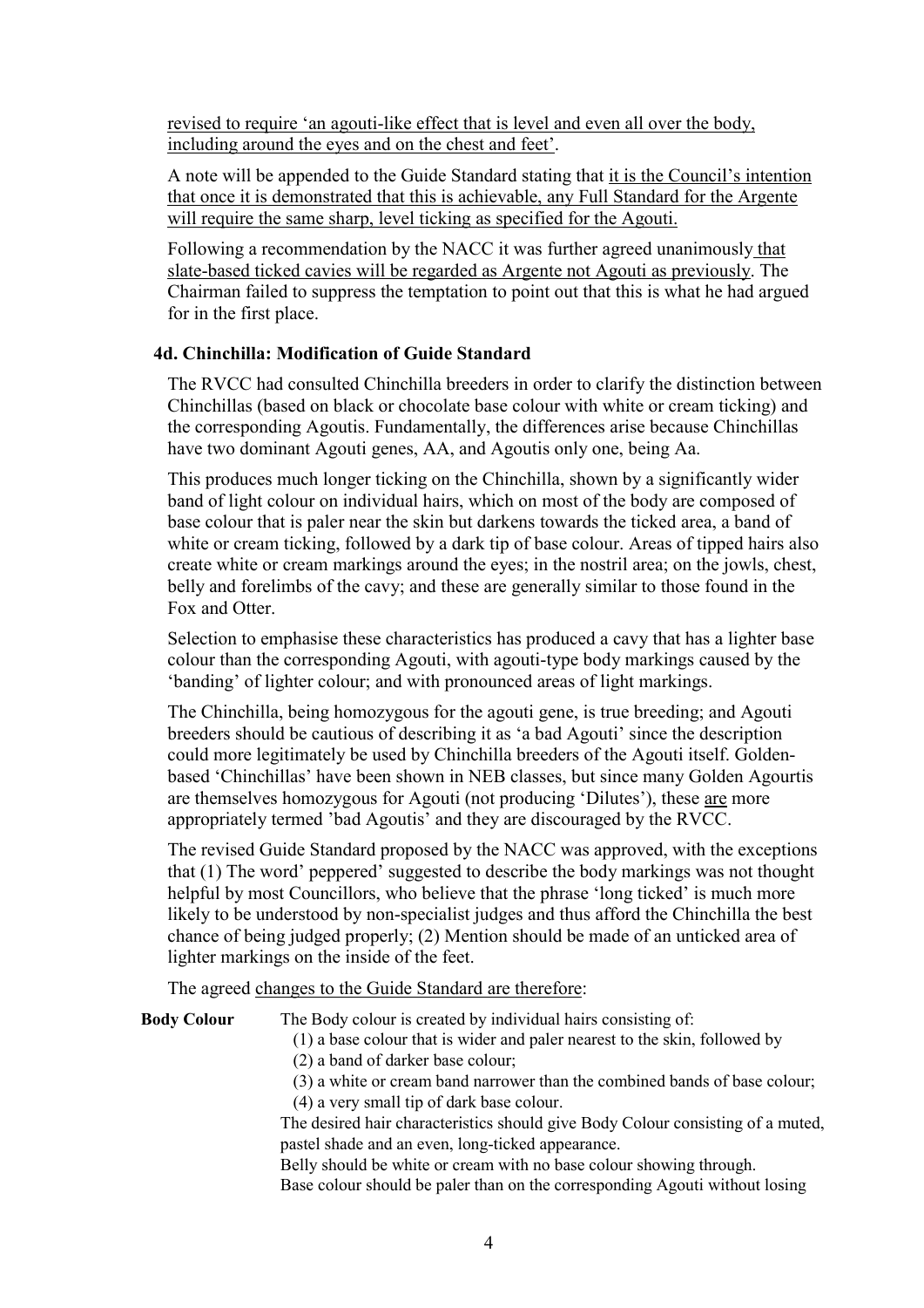revised to require 'an agouti-like effect that is level and even all over the body, including around the eyes and on the chest and feet'.

A note will be appended to the Guide Standard stating that it is the Council's intention that once it is demonstrated that this is achievable, any Full Standard for the Argente will require the same sharp, level ticking as specified for the Agouti.

Following a recommendation by the NACC it was further agreed unanimously that slate-based ticked cavies will be regarded as Argente not Agouti as previously. The Chairman failed to suppress the temptation to point out that this is what he had argued for in the first place.

### 4d. Chinchilla: Modification of Guide Standard

The RVCC had consulted Chinchilla breeders in order to clarify the distinction between Chinchillas (based on black or chocolate base colour with white or cream ticking) and the corresponding Agoutis. Fundamentally, the differences arise because Chinchillas have two dominant Agouti genes, AA, and Agoutis only one, being Aa.

This produces much longer ticking on the Chinchilla, shown by a significantly wider band of light colour on individual hairs, which on most of the body are composed of base colour that is paler near the skin but darkens towards the ticked area, a band of white or cream ticking, followed by a dark tip of base colour. Areas of tipped hairs also create white or cream markings around the eyes; in the nostril area; on the jowls, chest, belly and forelimbs of the cavy; and these are generally similar to those found in the Fox and Otter.

Selection to emphasise these characteristics has produced a cavy that has a lighter base colour than the corresponding Agouti, with agouti-type body markings caused by the 'banding' of lighter colour; and with pronounced areas of light markings.

The Chinchilla, being homozygous for the agouti gene, is true breeding; and Agouti breeders should be cautious of describing it as 'a bad Agouti' since the description could more legitimately be used by Chinchilla breeders of the Agouti itself. Golden-based 'Chinchillas' have been shown in NEB classes, but since many Golden Agourtis are themselves homozygous for Agouti (not producing 'Dilutes'), these are more appropriately termed 'bad Agoutis' and they are discouraged by the RVCC.

The revised Guide Standard proposed by the NACC was approved, with the exceptions that (1) The word' peppered' suggested to describe the body markings was not thought helpful by most Councillors, who believe that the phrase 'long ticked' is much more likely to be understood by non-specialist judges and thus afford the Chinchilla the best chance of being judged properly; (2) Mention should be made of an unticked area of lighter markings on the inside of the feet.

The agreed changes to the Guide Standard are therefore:

**Body Colour** The Body colour is created by individual hairs consisting of:

(1) a base colour that is wider and paler nearest to the skin, followed by
(2) a band of darker base colour;
(3) a white or cream band narrower than the combined bands of base colour;
(4) a very small tip of dark base colour.

The desired hair characteristics should give Body Colour consisting of a muted, pastel shade and an even, long-ticked appearance.

Belly should be white or cream with no base colour showing through.

Base colour should be paler than on the corresponding Agouti without losing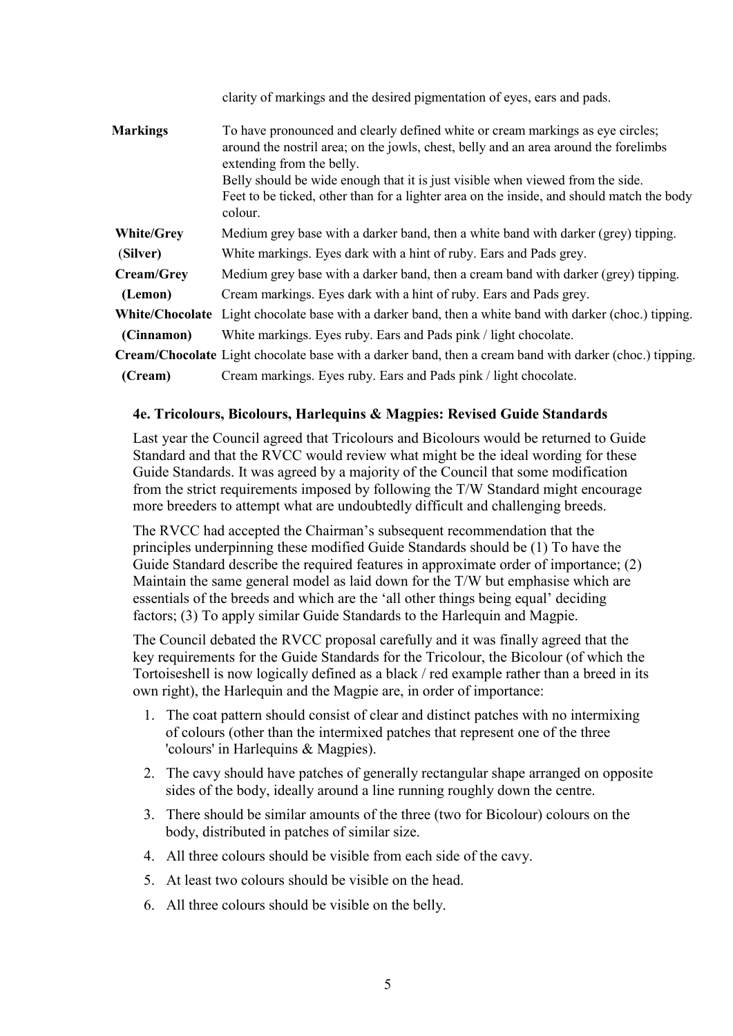| | |
|---|---|
| | clarity of markings and the desired pigmentation of eyes, ears and pads. |
| **Markings** | To have pronounced and clearly defined white or cream markings as eye circles; around the nostril area; on the jowls, chest, belly and an area around the forelimbs extending from the belly. Belly should be wide enough that it is just visible when viewed from the side. Feet to be ticked, other than for a lighter area on the inside, and should match the body colour. |
| **White/Grey (Silver)** | Medium grey base with a darker band, then a white band with darker (grey) tipping. White markings. Eyes dark with a hint of ruby. Ears and Pads grey. |
| **Cream/Grey (Lemon)** | Medium grey base with a darker band, then a cream band with darker (grey) tipping. Cream markings. Eyes dark with a hint of ruby. Ears and Pads grey. |
| **White/Chocolate (Cinnamon)** | Light chocolate base with a darker band, then a white band with darker (choc.) tipping. White markings. Eyes ruby. Ears and Pads pink / light chocolate. |
| **Cream/Chocolate (Cream)** | Light chocolate base with a darker band, then a cream band with darker (choc.) tipping. Cream markings. Eyes ruby. Ears and Pads pink / light chocolate. |

### 4e. Tricolours, Bicolours, Harlequins & Magpies: Revised Guide Standards

Last year the Council agreed that Tricolours and Bicolours would be returned to Guide Standard and that the RVCC would review what might be the ideal wording for these Guide Standards. It was agreed by a majority of the Council that some modification from the strict requirements imposed by following the T/W Standard might encourage more breeders to attempt what are undoubtedly difficult and challenging breeds.

The RVCC had accepted the Chairman's subsequent recommendation that the principles underpinning these modified Guide Standards should be (1) To have the Guide Standard describe the required features in approximate order of importance; (2) Maintain the same general model as laid down for the T/W but emphasise which are essentials of the breeds and which are the 'all other things being equal' deciding factors; (3) To apply similar Guide Standards to the Harlequin and Magpie.

The Council debated the RVCC proposal carefully and it was finally agreed that the key requirements for the Guide Standards for the Tricolour, the Bicolour (of which the Tortoiseshell is now logically defined as a black / red example rather than a breed in its own right), the Harlequin and the Magpie are, in order of importance:

1. The coat pattern should consist of clear and distinct patches with no intermixing of colours (other than the intermixed patches that represent one of the three 'colours' in Harlequins & Magpies).
2. The cavy should have patches of generally rectangular shape arranged on opposite sides of the body, ideally around a line running roughly down the centre.
3. There should be similar amounts of the three (two for Bicolour) colours on the body, distributed in patches of similar size.
4. All three colours should be visible from each side of the cavy.
5. At least two colours should be visible on the head.
6. All three colours should be visible on the belly.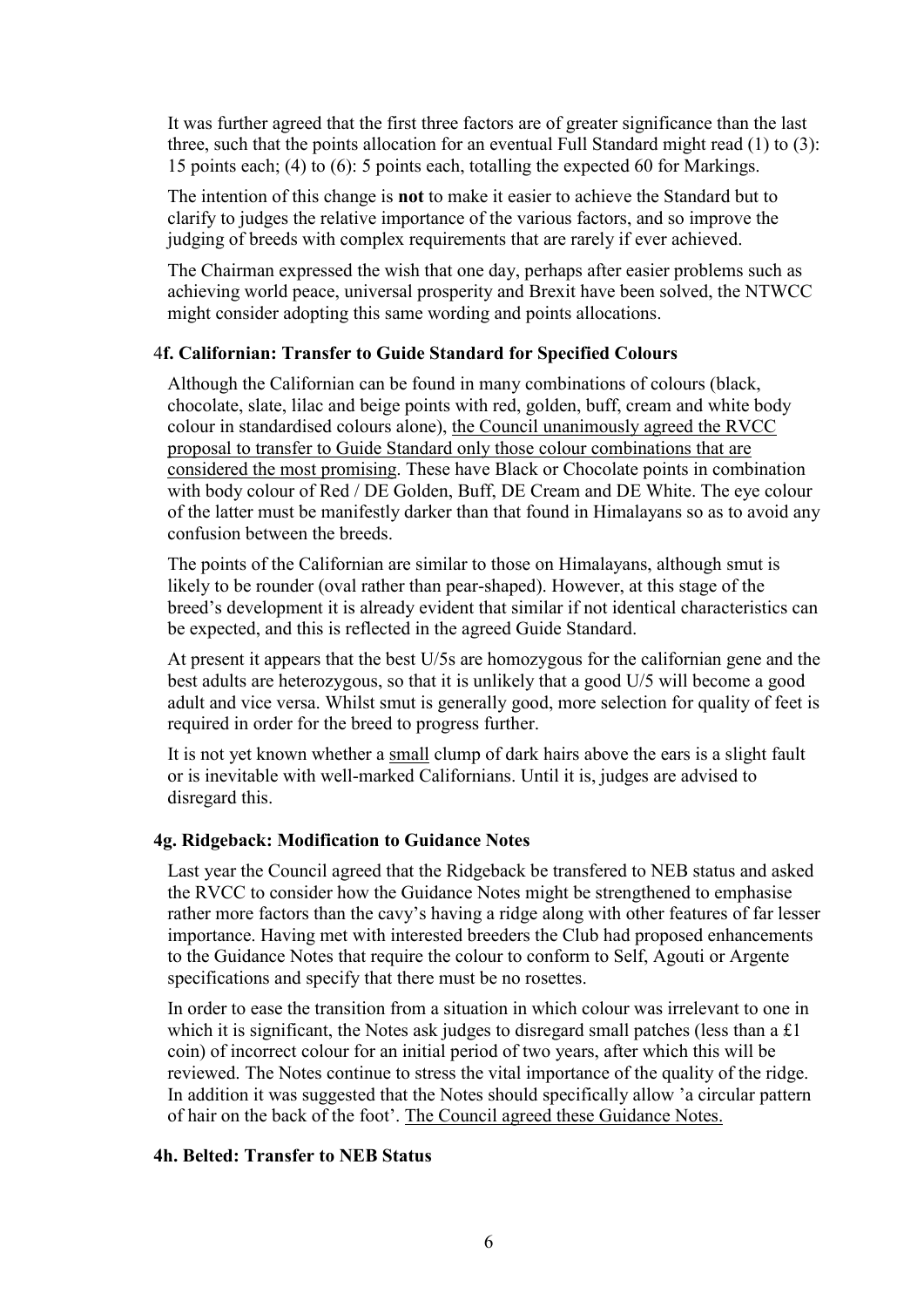It was further agreed that the first three factors are of greater significance than the last three, such that the points allocation for an eventual Full Standard might read (1) to (3): 15 points each; (4) to (6): 5 points each, totalling the expected 60 for Markings.

The intention of this change is **not** to make it easier to achieve the Standard but to clarify to judges the relative importance of the various factors, and so improve the judging of breeds with complex requirements that are rarely if ever achieved.

The Chairman expressed the wish that one day, perhaps after easier problems such as achieving world peace, universal prosperity and Brexit have been solved, the NTWCC might consider adopting this same wording and points allocations.

### 4**f. Californian: Transfer to Guide Standard for Specified Colours**

Although the Californian can be found in many combinations of colours (black, chocolate, slate, lilac and beige points with red, golden, buff, cream and white body colour in standardised colours alone), the Council unanimously agreed the RVCC proposal to transfer to Guide Standard only those colour combinations that are considered the most promising. These have Black or Chocolate points in combination with body colour of Red / DE Golden, Buff, DE Cream and DE White. The eye colour of the latter must be manifestly darker than that found in Himalayans so as to avoid any confusion between the breeds.

The points of the Californian are similar to those on Himalayans, although smut is likely to be rounder (oval rather than pear-shaped). However, at this stage of the breed's development it is already evident that similar if not identical characteristics can be expected, and this is reflected in the agreed Guide Standard.

At present it appears that the best U/5s are homozygous for the californian gene and the best adults are heterozygous, so that it is unlikely that a good U/5 will become a good adult and vice versa. Whilst smut is generally good, more selection for quality of feet is required in order for the breed to progress further.

It is not yet known whether a small clump of dark hairs above the ears is a slight fault or is inevitable with well-marked Californians. Until it is, judges are advised to disregard this.

### **4g. Ridgeback: Modification to Guidance Notes**

Last year the Council agreed that the Ridgeback be transfered to NEB status and asked the RVCC to consider how the Guidance Notes might be strengthened to emphasise rather more factors than the cavy's having a ridge along with other features of far lesser importance. Having met with interested breeders the Club had proposed enhancements to the Guidance Notes that require the colour to conform to Self, Agouti or Argente specifications and specify that there must be no rosettes.

In order to ease the transition from a situation in which colour was irrelevant to one in which it is significant, the Notes ask judges to disregard small patches (less than a £1 coin) of incorrect colour for an initial period of two years, after which this will be reviewed. The Notes continue to stress the vital importance of the quality of the ridge. In addition it was suggested that the Notes should specifically allow 'a circular pattern of hair on the back of the foot'. The Council agreed these Guidance Notes.

### **4h. Belted: Transfer to NEB Status**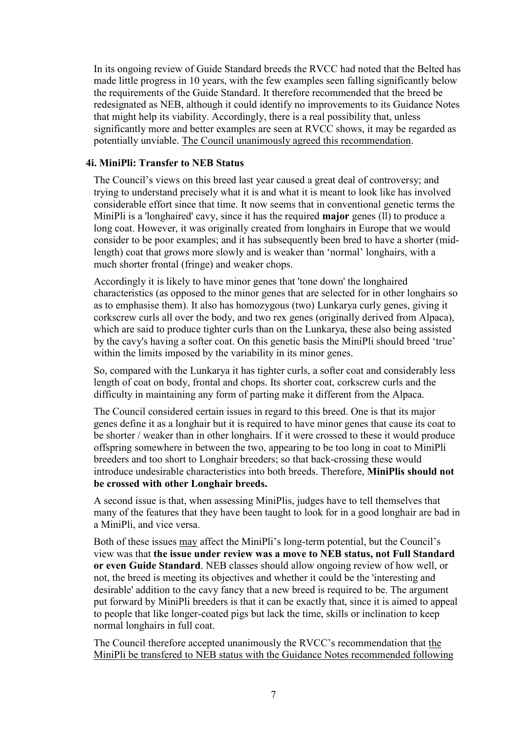In its ongoing review of Guide Standard breeds the RVCC had noted that the Belted has made little progress in 10 years, with the few examples seen falling significantly below the requirements of the Guide Standard. It therefore recommended that the breed be redesignated as NEB, although it could identify no improvements to its Guidance Notes that might help its viability. Accordingly, there is a real possibility that, unless significantly more and better examples are seen at RVCC shows, it may be regarded as potentially unviable. <u>The Council unanimously agreed this recommendation</u>.

#### 4i. MiniPli: Transfer to NEB Status

The Council's views on this breed last year caused a great deal of controversy; and trying to understand precisely what it is and what it is meant to look like has involved considerable effort since that time. It now seems that in conventional genetic terms the MiniPli is a 'longhaired' cavy, since it has the required **major** genes (ll) to produce a long coat. However, it was originally created from longhairs in Europe that we would consider to be poor examples; and it has subsequently been bred to have a shorter (mid-length) coat that grows more slowly and is weaker than 'normal' longhairs, with a much shorter frontal (fringe) and weaker chops.

Accordingly it is likely to have minor genes that 'tone down' the longhaired characteristics (as opposed to the minor genes that are selected for in other longhairs so as to emphasise them). It also has homozygous (two) Lunkarya curly genes, giving it corkscrew curls all over the body, and two rex genes (originally derived from Alpaca), which are said to produce tighter curls than on the Lunkarya, these also being assisted by the cavy's having a softer coat. On this genetic basis the MiniPli should breed 'true' within the limits imposed by the variability in its minor genes.

So, compared with the Lunkarya it has tighter curls, a softer coat and considerably less length of coat on body, frontal and chops. Its shorter coat, corkscrew curls and the difficulty in maintaining any form of parting make it different from the Alpaca.

The Council considered certain issues in regard to this breed. One is that its major genes define it as a longhair but it is required to have minor genes that cause its coat to be shorter / weaker than in other longhairs. If it were crossed to these it would produce offspring somewhere in between the two, appearing to be too long in coat to MiniPli breeders and too short to Longhair breeders; so that back-crossing these would introduce undesirable characteristics into both breeds. Therefore, **MiniPlis should not be crossed with other Longhair breeds.**

A second issue is that, when assessing MiniPlis, judges have to tell themselves that many of the features that they have been taught to look for in a good longhair are bad in a MiniPli, and vice versa.

Both of these issues <u>may</u> affect the MiniPli's long-term potential, but the Council's view was that **the issue under review was a move to NEB status, not Full Standard or even Guide Standard**. NEB classes should allow ongoing review of how well, or not, the breed is meeting its objectives and whether it could be the 'interesting and desirable' addition to the cavy fancy that a new breed is required to be. The argument put forward by MiniPli breeders is that it can be exactly that, since it is aimed to appeal to people that like longer-coated pigs but lack the time, skills or inclination to keep normal longhairs in full coat.

The Council therefore accepted unanimously the RVCC's recommendation that <u>the MiniPli be transfered to NEB status with the Guidance Notes recommended following</u>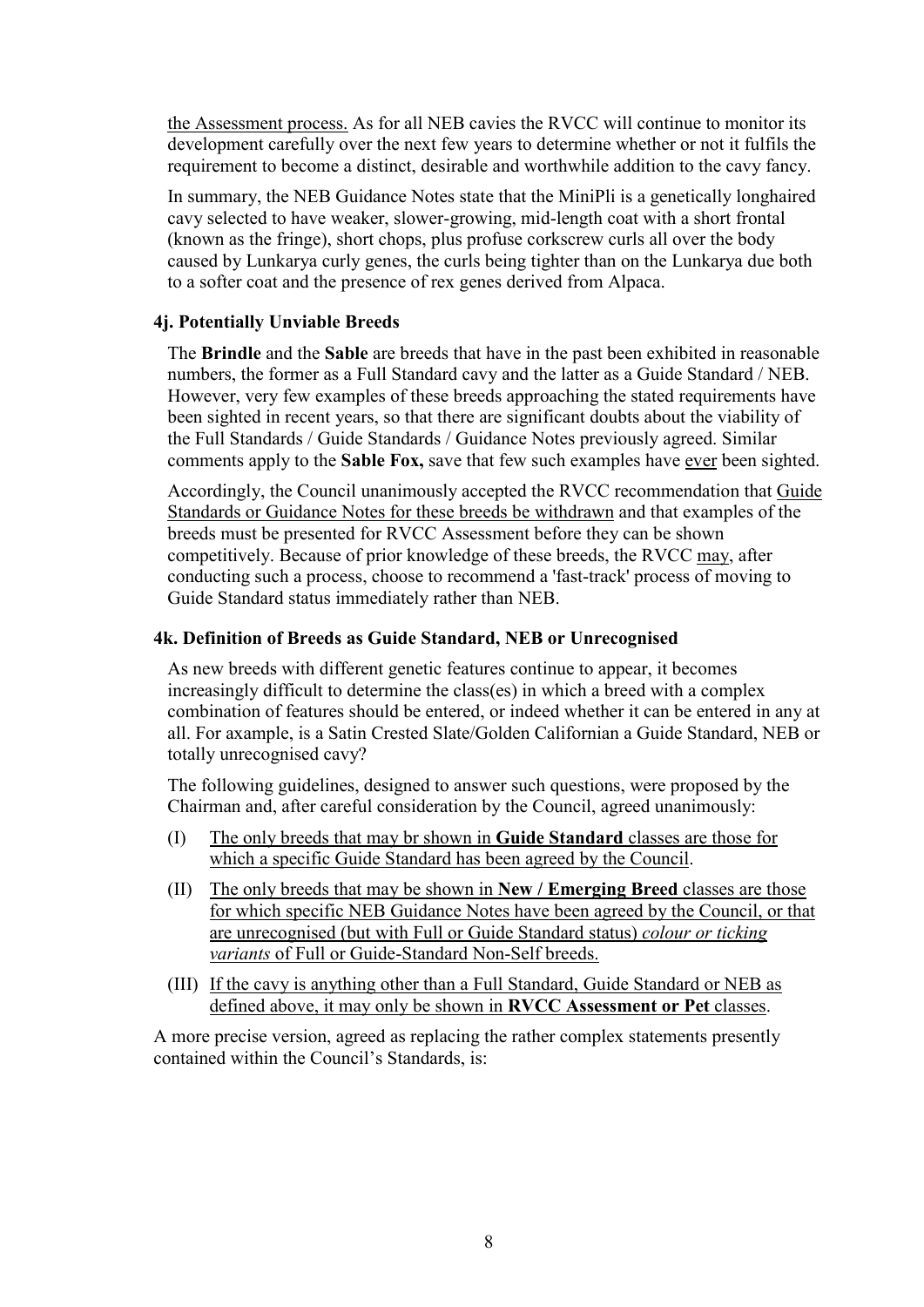the Assessment process. As for all NEB cavies the RVCC will continue to monitor its development carefully over the next few years to determine whether or not it fulfils the requirement to become a distinct, desirable and worthwhile addition to the cavy fancy.

In summary, the NEB Guidance Notes state that the MiniPli is a genetically longhaired cavy selected to have weaker, slower-growing, mid-length coat with a short frontal (known as the fringe), short chops, plus profuse corkscrew curls all over the body caused by Lunkarya curly genes, the curls being tighter than on the Lunkarya due both to a softer coat and the presence of rex genes derived from Alpaca.

### 4j. Potentially Unviable Breeds

The **Brindle** and the **Sable** are breeds that have in the past been exhibited in reasonable numbers, the former as a Full Standard cavy and the latter as a Guide Standard / NEB. However, very few examples of these breeds approaching the stated requirements have been sighted in recent years, so that there are significant doubts about the viability of the Full Standards / Guide Standards / Guidance Notes previously agreed. Similar comments apply to the **Sable Fox,** save that few such examples have ever been sighted.

Accordingly, the Council unanimously accepted the RVCC recommendation that Guide Standards or Guidance Notes for these breeds be withdrawn and that examples of the breeds must be presented for RVCC Assessment before they can be shown competitively. Because of prior knowledge of these breeds, the RVCC may, after conducting such a process, choose to recommend a 'fast-track' process of moving to Guide Standard status immediately rather than NEB.

### 4k. Definition of Breeds as Guide Standard, NEB or Unrecognised

As new breeds with different genetic features continue to appear, it becomes increasingly difficult to determine the class(es) in which a breed with a complex combination of features should be entered, or indeed whether it can be entered in any at all. For axample, is a Satin Crested Slate/Golden Californian a Guide Standard, NEB or totally unrecognised cavy?

The following guidelines, designed to answer such questions, were proposed by the Chairman and, after careful consideration by the Council, agreed unanimously:

(I) The only breeds that may br shown in **Guide Standard** classes are those for which a specific Guide Standard has been agreed by the Council.

(II) The only breeds that may be shown in **New / Emerging Breed** classes are those for which specific NEB Guidance Notes have been agreed by the Council, or that are unrecognised (but with Full or Guide Standard status) *colour or ticking variants* of Full or Guide-Standard Non-Self breeds.

(III) If the cavy is anything other than a Full Standard, Guide Standard or NEB as defined above, it may only be shown in **RVCC Assessment or Pet** classes.

A more precise version, agreed as replacing the rather complex statements presently contained within the Council's Standards, is: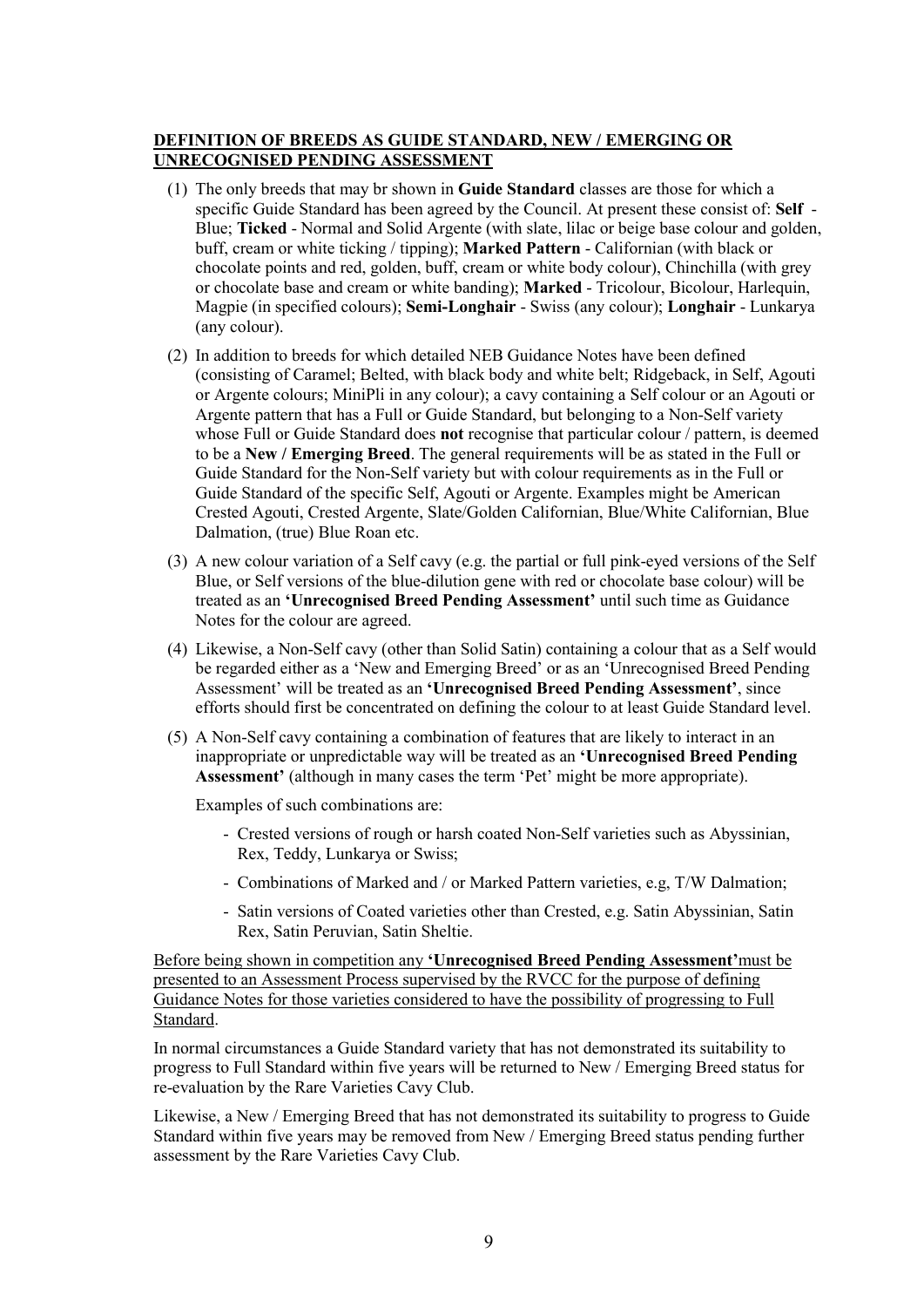**<u>DEFINITION OF BREEDS AS GUIDE STANDARD, NEW / EMERGING OR UNRECOGNISED PENDING ASSESSMENT</u>**

(1) The only breeds that may br shown in **Guide Standard** classes are those for which a specific Guide Standard has been agreed by the Council. At present these consist of: **Self** - Blue; **Ticked** - Normal and Solid Argente (with slate, lilac or beige base colour and golden, buff, cream or white ticking / tipping); **Marked Pattern** - Californian (with black or chocolate points and red, golden, buff, cream or white body colour), Chinchilla (with grey or chocolate base and cream or white banding); **Marked** - Tricolour, Bicolour, Harlequin, Magpie (in specified colours); **Semi-Longhair** - Swiss (any colour); **Longhair** - Lunkarya (any colour).

(2) In addition to breeds for which detailed NEB Guidance Notes have been defined (consisting of Caramel; Belted, with black body and white belt; Ridgeback, in Self, Agouti or Argente colours; MiniPli in any colour); a cavy containing a Self colour or an Agouti or Argente pattern that has a Full or Guide Standard, but belonging to a Non-Self variety whose Full or Guide Standard does **not** recognise that particular colour / pattern, is deemed to be a **New / Emerging Breed**. The general requirements will be as stated in the Full or Guide Standard for the Non-Self variety but with colour requirements as in the Full or Guide Standard of the specific Self, Agouti or Argente. Examples might be American Crested Agouti, Crested Argente, Slate/Golden Californian, Blue/White Californian, Blue Dalmation, (true) Blue Roan etc.

(3) A new colour variation of a Self cavy (e.g. the partial or full pink-eyed versions of the Self Blue, or Self versions of the blue-dilution gene with red or chocolate base colour) will be treated as an **'Unrecognised Breed Pending Assessment'** until such time as Guidance Notes for the colour are agreed.

(4) Likewise, a Non-Self cavy (other than Solid Satin) containing a colour that as a Self would be regarded either as a 'New and Emerging Breed' or as an 'Unrecognised Breed Pending Assessment' will be treated as an **'Unrecognised Breed Pending Assessment'**, since efforts should first be concentrated on defining the colour to at least Guide Standard level.

(5) A Non-Self cavy containing a combination of features that are likely to interact in an inappropriate or unpredictable way will be treated as an **'Unrecognised Breed Pending Assessment'** (although in many cases the term 'Pet' might be more appropriate).

Examples of such combinations are:

- Crested versions of rough or harsh coated Non-Self varieties such as Abyssinian, Rex, Teddy, Lunkarya or Swiss;
- Combinations of Marked and / or Marked Pattern varieties, e.g, T/W Dalmation;
- Satin versions of Coated varieties other than Crested, e.g. Satin Abyssinian, Satin Rex, Satin Peruvian, Satin Sheltie.

<u>Before being shown in competition any **'Unrecognised Breed Pending Assessment'**must be presented to an Assessment Process supervised by the RVCC for the purpose of defining Guidance Notes for those varieties considered to have the possibility of progressing to Full Standard</u>.

In normal circumstances a Guide Standard variety that has not demonstrated its suitability to progress to Full Standard within five years will be returned to New / Emerging Breed status for re-evaluation by the Rare Varieties Cavy Club.

Likewise, a New / Emerging Breed that has not demonstrated its suitability to progress to Guide Standard within five years may be removed from New / Emerging Breed status pending further assessment by the Rare Varieties Cavy Club.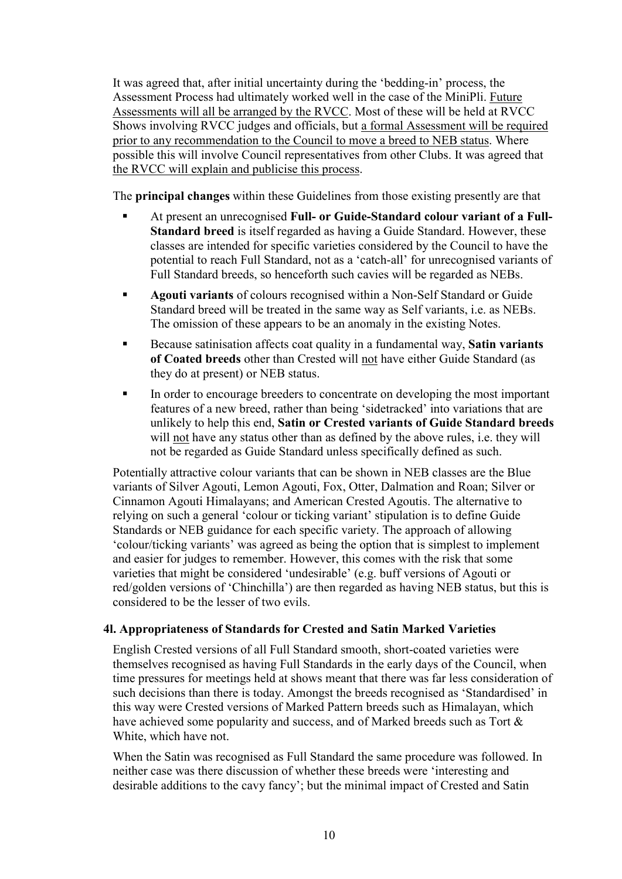It was agreed that, after initial uncertainty during the 'bedding-in' process, the Assessment Process had ultimately worked well in the case of the MiniPli. Future Assessments will all be arranged by the RVCC. Most of these will be held at RVCC Shows involving RVCC judges and officials, but a formal Assessment will be required prior to any recommendation to the Council to move a breed to NEB status. Where possible this will involve Council representatives from other Clubs. It was agreed that the RVCC will explain and publicise this process.

The **principal changes** within these Guidelines from those existing presently are that

- At present an unrecognised **Full- or Guide-Standard colour variant of a Full-Standard breed** is itself regarded as having a Guide Standard. However, these classes are intended for specific varieties considered by the Council to have the potential to reach Full Standard, not as a 'catch-all' for unrecognised variants of Full Standard breeds, so henceforth such cavies will be regarded as NEBs.
- **Agouti variants** of colours recognised within a Non-Self Standard or Guide Standard breed will be treated in the same way as Self variants, i.e. as NEBs. The omission of these appears to be an anomaly in the existing Notes.
- Because satinisation affects coat quality in a fundamental way, **Satin variants of Coated breeds** other than Crested will not have either Guide Standard (as they do at present) or NEB status.
- In order to encourage breeders to concentrate on developing the most important features of a new breed, rather than being 'sidetracked' into variations that are unlikely to help this end, **Satin or Crested variants of Guide Standard breeds** will not have any status other than as defined by the above rules, i.e. they will not be regarded as Guide Standard unless specifically defined as such.

Potentially attractive colour variants that can be shown in NEB classes are the Blue variants of Silver Agouti, Lemon Agouti, Fox, Otter, Dalmation and Roan; Silver or Cinnamon Agouti Himalayans; and American Crested Agoutis. The alternative to relying on such a general 'colour or ticking variant' stipulation is to define Guide Standards or NEB guidance for each specific variety. The approach of allowing 'colour/ticking variants' was agreed as being the option that is simplest to implement and easier for judges to remember. However, this comes with the risk that some varieties that might be considered 'undesirable' (e.g. buff versions of Agouti or red/golden versions of 'Chinchilla') are then regarded as having NEB status, but this is considered to be the lesser of two evils.

#### 4l. Appropriateness of Standards for Crested and Satin Marked Varieties

English Crested versions of all Full Standard smooth, short-coated varieties were themselves recognised as having Full Standards in the early days of the Council, when time pressures for meetings held at shows meant that there was far less consideration of such decisions than there is today. Amongst the breeds recognised as 'Standardised' in this way were Crested versions of Marked Pattern breeds such as Himalayan, which have achieved some popularity and success, and of Marked breeds such as Tort & White, which have not.

When the Satin was recognised as Full Standard the same procedure was followed. In neither case was there discussion of whether these breeds were 'interesting and desirable additions to the cavy fancy'; but the minimal impact of Crested and Satin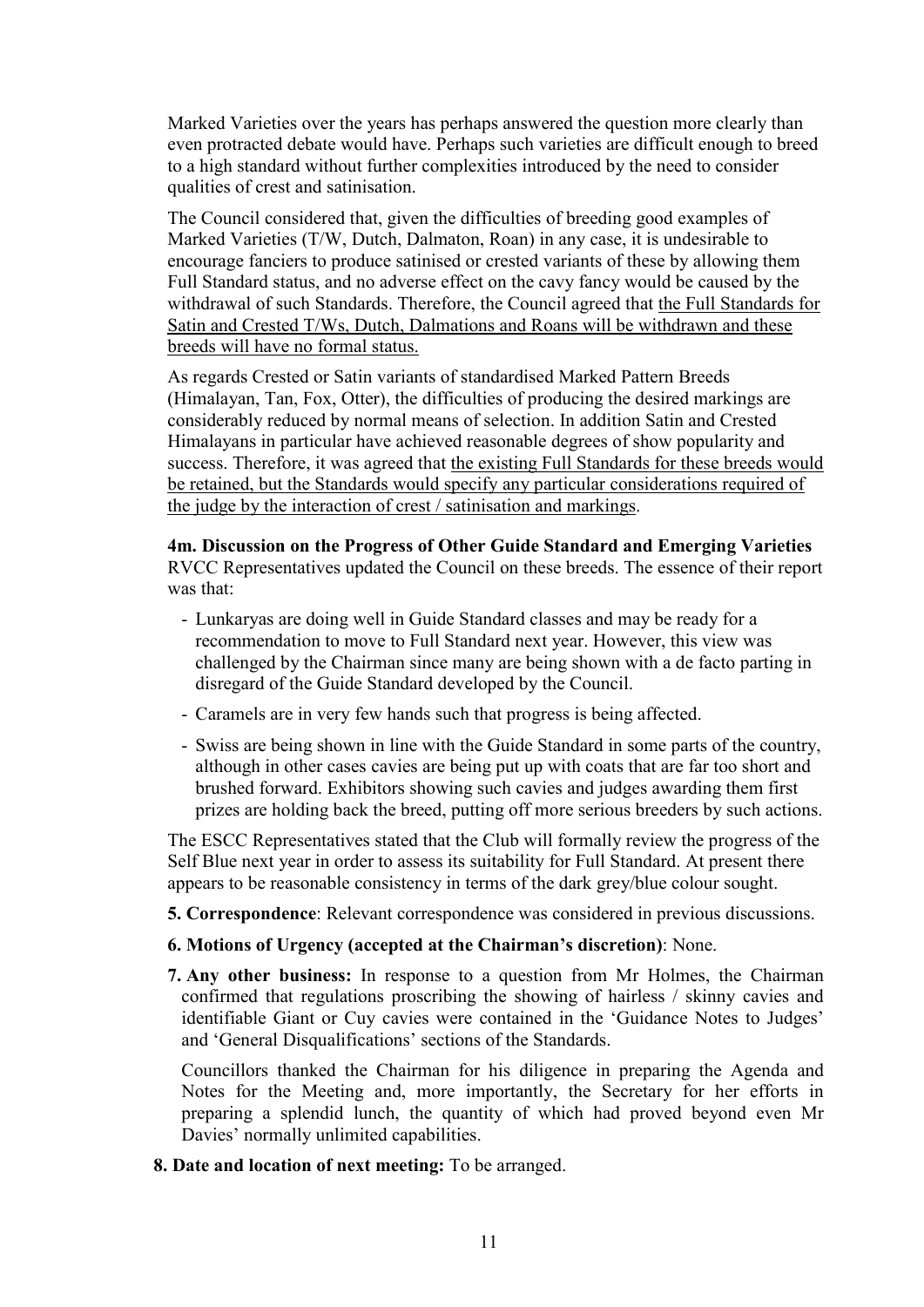Marked Varieties over the years has perhaps answered the question more clearly than even protracted debate would have. Perhaps such varieties are difficult enough to breed to a high standard without further complexities introduced by the need to consider qualities of crest and satinisation.

The Council considered that, given the difficulties of breeding good examples of Marked Varieties (T/W, Dutch, Dalmaton, Roan) in any case, it is undesirable to encourage fanciers to produce satinised or crested variants of these by allowing them Full Standard status, and no adverse effect on the cavy fancy would be caused by the withdrawal of such Standards. Therefore, the Council agreed that <u>the Full Standards for Satin and Crested T/Ws, Dutch, Dalmations and Roans will be withdrawn and these breeds will have no formal status.</u>

As regards Crested or Satin variants of standardised Marked Pattern Breeds (Himalayan, Tan, Fox, Otter), the difficulties of producing the desired markings are considerably reduced by normal means of selection. In addition Satin and Crested Himalayans in particular have achieved reasonable degrees of show popularity and success. Therefore, it was agreed that <u>the existing Full Standards for these breeds would be retained, but the Standards would specify any particular considerations required of the judge by the interaction of crest / satinisation and markings</u>.

**4m. Discussion on the Progress of Other Guide Standard and Emerging Varieties**
RVCC Representatives updated the Council on these breeds. The essence of their report was that:

- Lunkaryas are doing well in Guide Standard classes and may be ready for a recommendation to move to Full Standard next year. However, this view was challenged by the Chairman since many are being shown with a de facto parting in disregard of the Guide Standard developed by the Council.
- Caramels are in very few hands such that progress is being affected.
- Swiss are being shown in line with the Guide Standard in some parts of the country, although in other cases cavies are being put up with coats that are far too short and brushed forward. Exhibitors showing such cavies and judges awarding them first prizes are holding back the breed, putting off more serious breeders by such actions.

The ESCC Representatives stated that the Club will formally review the progress of the Self Blue next year in order to assess its suitability for Full Standard. At present there appears to be reasonable consistency in terms of the dark grey/blue colour sought.

**5. Correspondence**: Relevant correspondence was considered in previous discussions.

**6. Motions of Urgency (accepted at the Chairman's discretion)**: None.

**7. Any other business:** In response to a question from Mr Holmes, the Chairman confirmed that regulations proscribing the showing of hairless / skinny cavies and identifiable Giant or Cuy cavies were contained in the 'Guidance Notes to Judges' and 'General Disqualifications' sections of the Standards.

Councillors thanked the Chairman for his diligence in preparing the Agenda and Notes for the Meeting and, more importantly, the Secretary for her efforts in preparing a splendid lunch, the quantity of which had proved beyond even Mr Davies' normally unlimited capabilities.

**8. Date and location of next meeting:** To be arranged.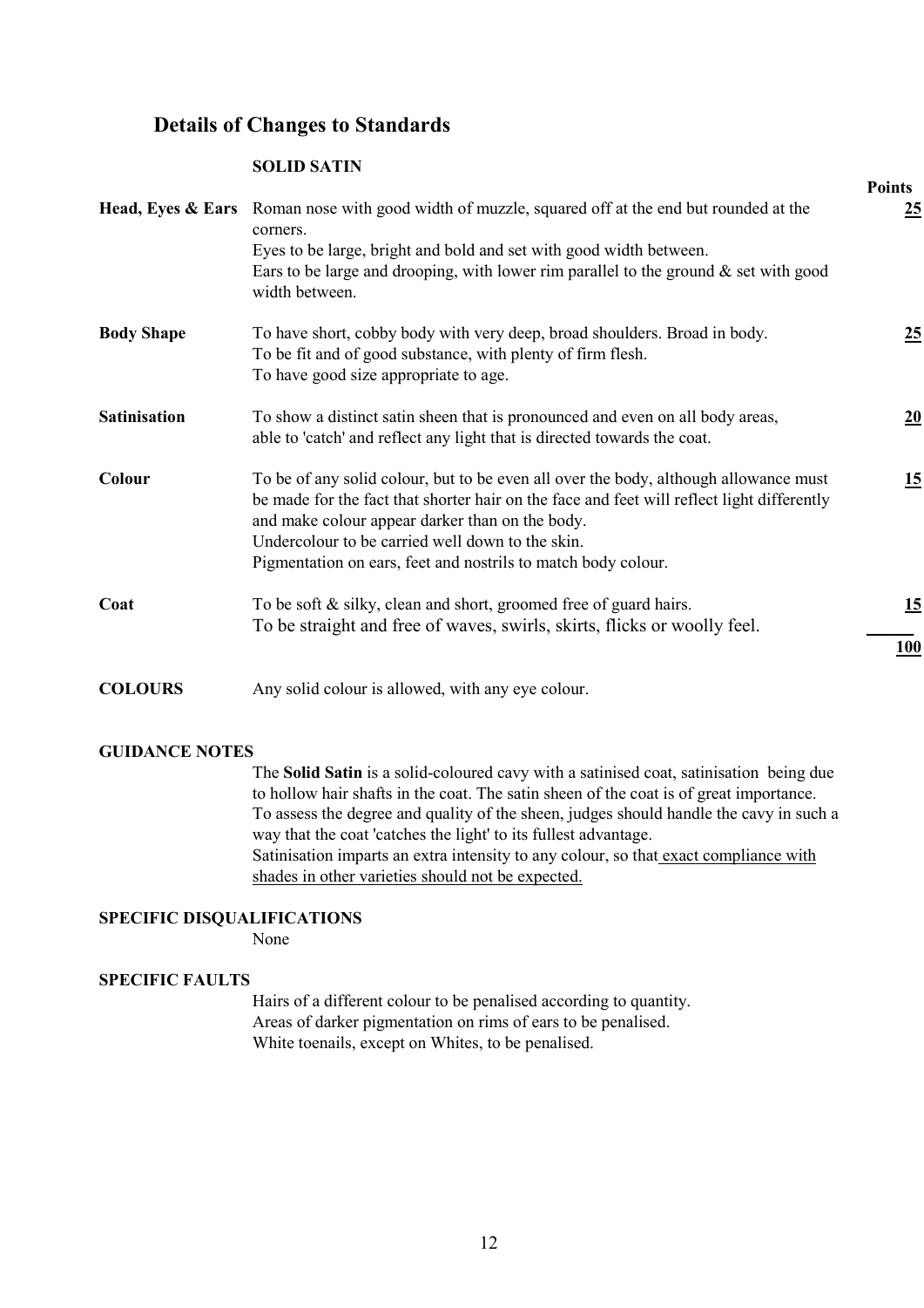## Details of Changes to Standards

### SOLID SATIN

| | | Points |
|---|---|---|
| **Head, Eyes & Ears** | Roman nose with good width of muzzle, squared off at the end but rounded at the corners.<br>Eyes to be large, bright and bold and set with good width between.<br>Ears to be large and drooping, with lower rim parallel to the ground & set with good width between. | **25** |
| **Body Shape** | To have short, cobby body with very deep, broad shoulders. Broad in body.<br>To be fit and of good substance, with plenty of firm flesh.<br>To have good size appropriate to age. | **25** |
| **Satinisation** | To show a distinct satin sheen that is pronounced and even on all body areas, able to 'catch' and reflect any light that is directed towards the coat. | **20** |
| **Colour** | To be of any solid colour, but to be even all over the body, although allowance must be made for the fact that shorter hair on the face and feet will reflect light differently and make colour appear darker than on the body.<br>Undercolour to be carried well down to the skin.<br>Pigmentation on ears, feet and nostrils to match body colour. | **15** |
| **Coat** | To be soft & silky, clean and short, groomed free of guard hairs.<br>To be straight and free of waves, swirls, skirts, flicks or woolly feel. | **15** |
| | | **100** |

**COLOURS** Any solid colour is allowed, with any eye colour.

**GUIDANCE NOTES**

The **Solid Satin** is a solid-coloured cavy with a satinised coat, satinisation being due to hollow hair shafts in the coat. The satin sheen of the coat is of great importance. To assess the degree and quality of the sheen, judges should handle the cavy in such a way that the coat 'catches the light' to its fullest advantage.
Satinisation imparts an extra intensity to any colour, so that exact compliance with shades in other varieties should not be expected.

**SPECIFIC DISQUALIFICATIONS**

None

**SPECIFIC FAULTS**

Hairs of a different colour to be penalised according to quantity.
Areas of darker pigmentation on rims of ears to be penalised.
White toenails, except on Whites, to be penalised.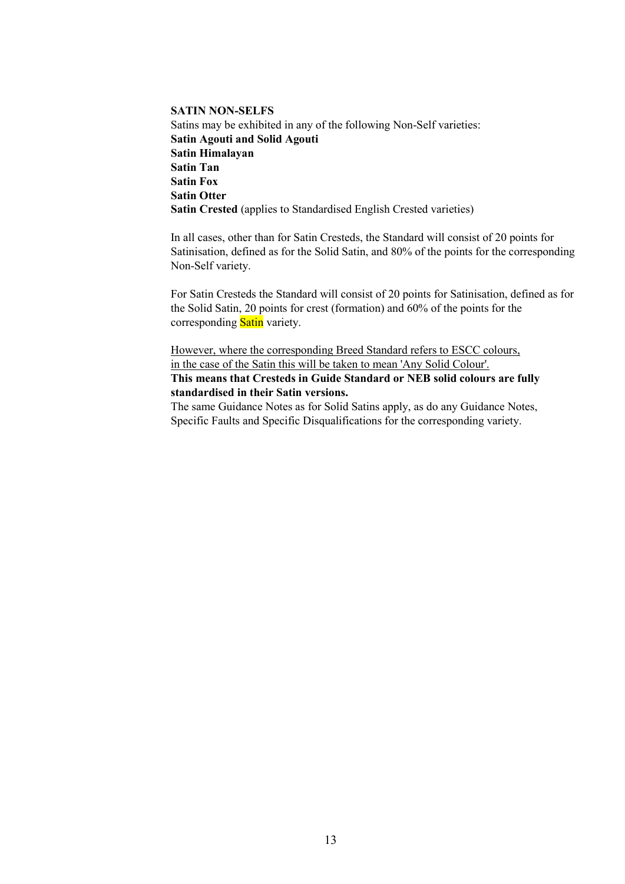**SATIN NON-SELFS**

Satins may be exhibited in any of the following Non-Self varieties:

**Satin Agouti and Solid Agouti**
**Satin Himalayan**
**Satin Tan**
**Satin Fox**
**Satin Otter**
**Satin Crested** (applies to Standardised English Crested varieties)

In all cases, other than for Satin Cresteds, the Standard will consist of 20 points for Satinisation, defined as for the Solid Satin, and 80% of the points for the corresponding Non-Self variety.

For Satin Cresteds the Standard will consist of 20 points for Satinisation, defined as for the Solid Satin, 20 points for crest (formation) and 60% of the points for the corresponding Satin variety.

<u>However, where the corresponding Breed Standard refers to ESCC colours, in the case of the Satin this will be taken to mean 'Any Solid Colour'.</u>
**This means that Cresteds in Guide Standard or NEB solid colours are fully standardised in their Satin versions.**
The same Guidance Notes as for Solid Satins apply, as do any Guidance Notes, Specific Faults and Specific Disqualifications for the corresponding variety.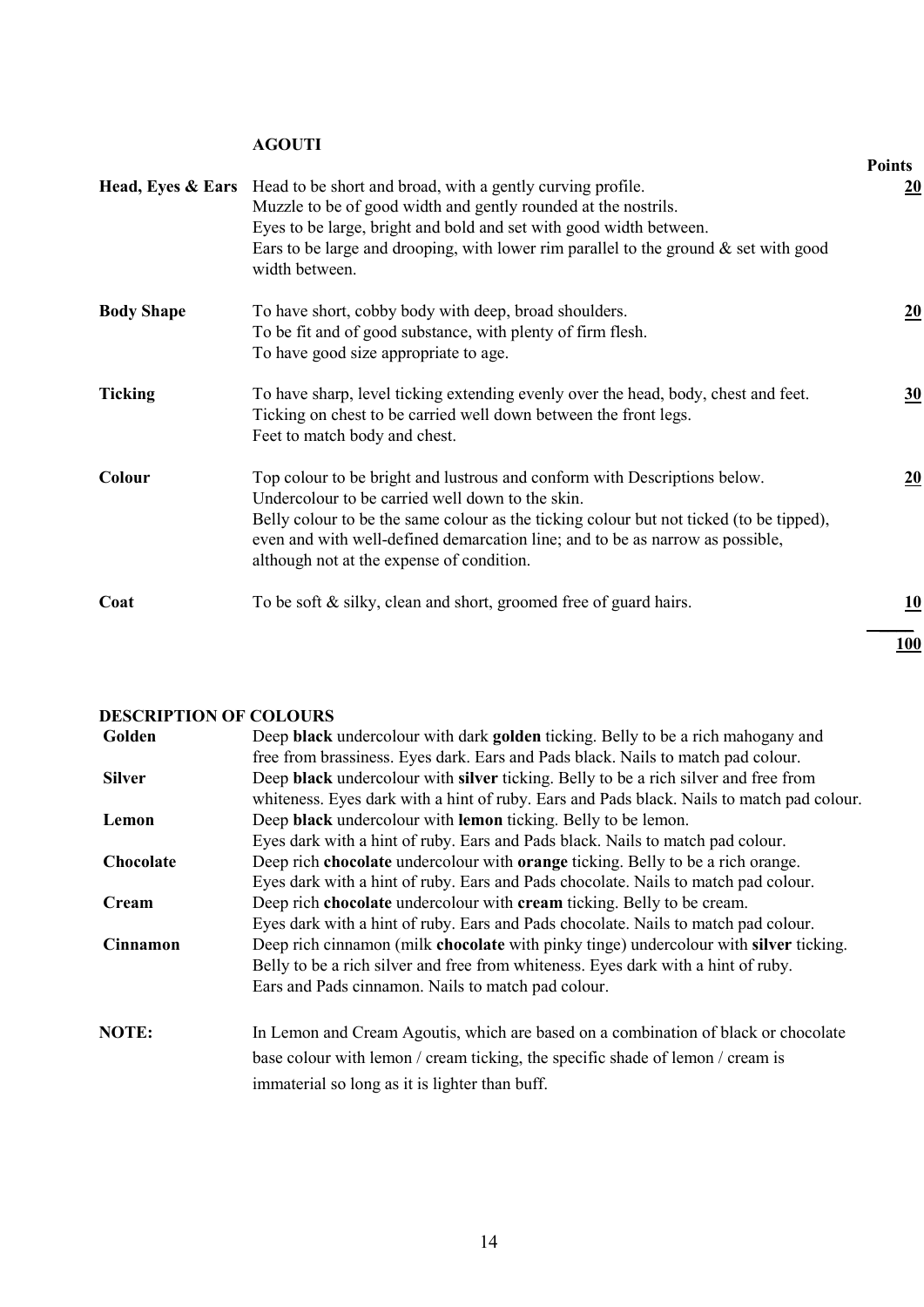## AGOUTI

| | | Points |
|---|---|---|
| **Head, Eyes & Ears** | Head to be short and broad, with a gently curving profile. Muzzle to be of good width and gently rounded at the nostrils. Eyes to be large, bright and bold and set with good width between. Ears to be large and drooping, with lower rim parallel to the ground & set with good width between. | **20** |
| **Body Shape** | To have short, cobby body with deep, broad shoulders. To be fit and of good substance, with plenty of firm flesh. To have good size appropriate to age. | **20** |
| **Ticking** | To have sharp, level ticking extending evenly over the head, body, chest and feet. Ticking on chest to be carried well down between the front legs. Feet to match body and chest. | **30** |
| **Colour** | Top colour to be bright and lustrous and conform with Descriptions below. Undercolour to be carried well down to the skin. Belly colour to be the same colour as the ticking colour but not ticked (to be tipped), even and with well-defined demarcation line; and to be as narrow as possible, although not at the expense of condition. | **20** |
| **Coat** | To be soft & silky, clean and short, groomed free of guard hairs. | **10** |
| | | **100** |

## DESCRIPTION OF COLOURS

| | |
|---|---|
| **Golden** | Deep **black** undercolour with dark **golden** ticking. Belly to be a rich mahogany and free from brassiness. Eyes dark. Ears and Pads black. Nails to match pad colour. |
| **Silver** | Deep **black** undercolour with **silver** ticking. Belly to be a rich silver and free from whiteness. Eyes dark with a hint of ruby. Ears and Pads black. Nails to match pad colour. |
| **Lemon** | Deep **black** undercolour with **lemon** ticking. Belly to be lemon. Eyes dark with a hint of ruby. Ears and Pads black. Nails to match pad colour. |
| **Chocolate** | Deep rich **chocolate** undercolour with **orange** ticking. Belly to be a rich orange. Eyes dark with a hint of ruby. Ears and Pads chocolate. Nails to match pad colour. |
| **Cream** | Deep rich **chocolate** undercolour with **cream** ticking. Belly to be cream. Eyes dark with a hint of ruby. Ears and Pads chocolate. Nails to match pad colour. |
| **Cinnamon** | Deep rich cinnamon (milk **chocolate** with pinky tinge) undercolour with **silver** ticking. Belly to be a rich silver and free from whiteness. Eyes dark with a hint of ruby. Ears and Pads cinnamon. Nails to match pad colour. |

**NOTE:** In Lemon and Cream Agoutis, which are based on a combination of black or chocolate base colour with lemon / cream ticking, the specific shade of lemon / cream is immaterial so long as it is lighter than buff.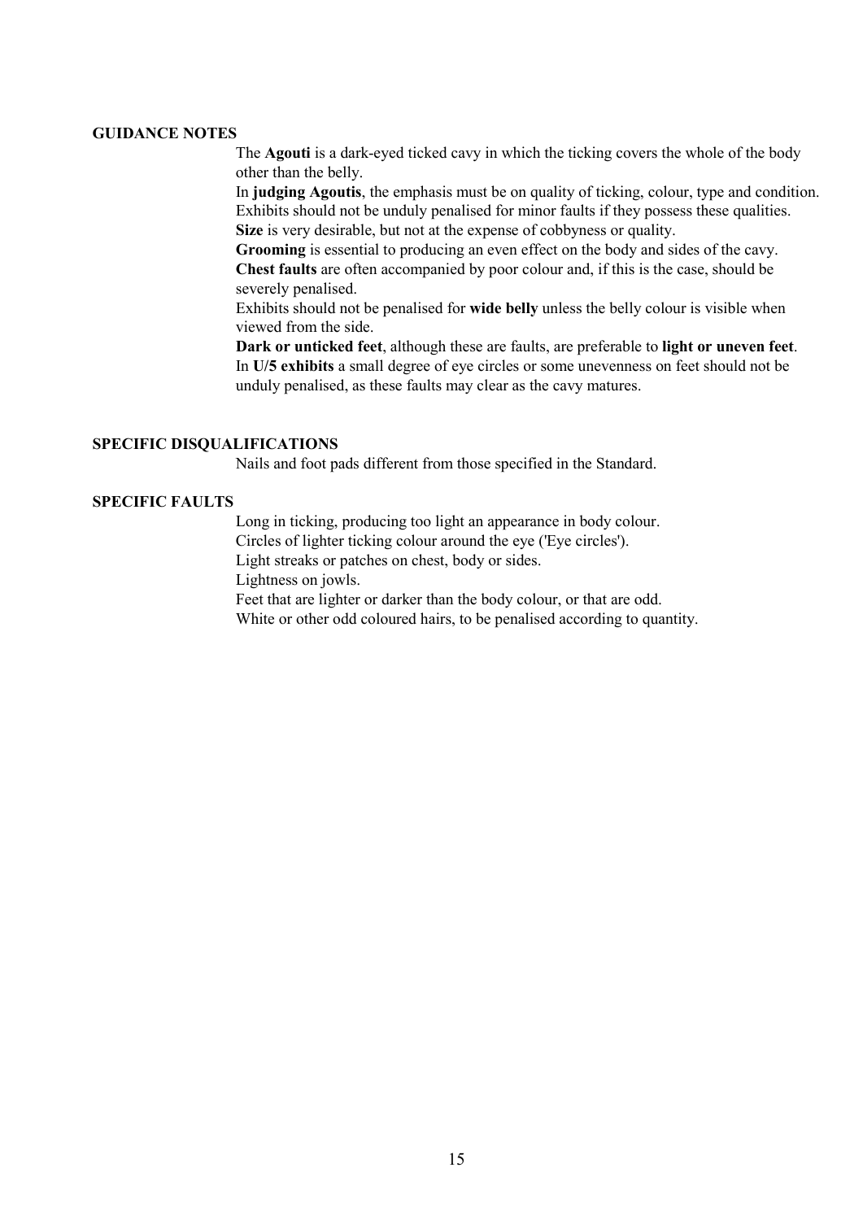## GUIDANCE NOTES

The **Agouti** is a dark-eyed ticked cavy in which the ticking covers the whole of the body other than the belly.

In **judging Agoutis**, the emphasis must be on quality of ticking, colour, type and condition. Exhibits should not be unduly penalised for minor faults if they possess these qualities.

**Size** is very desirable, but not at the expense of cobbyness or quality.

**Grooming** is essential to producing an even effect on the body and sides of the cavy.

**Chest faults** are often accompanied by poor colour and, if this is the case, should be severely penalised.

Exhibits should not be penalised for **wide belly** unless the belly colour is visible when viewed from the side.

**Dark or unticked feet**, although these are faults, are preferable to **light or uneven feet**.

In **U/5 exhibits** a small degree of eye circles or some unevenness on feet should not be unduly penalised, as these faults may clear as the cavy matures.

## SPECIFIC DISQUALIFICATIONS

Nails and foot pads different from those specified in the Standard.

## SPECIFIC FAULTS

Long in ticking, producing too light an appearance in body colour.
Circles of lighter ticking colour around the eye ('Eye circles').
Light streaks or patches on chest, body or sides.
Lightness on jowls.
Feet that are lighter or darker than the body colour, or that are odd.
White or other odd coloured hairs, to be penalised according to quantity.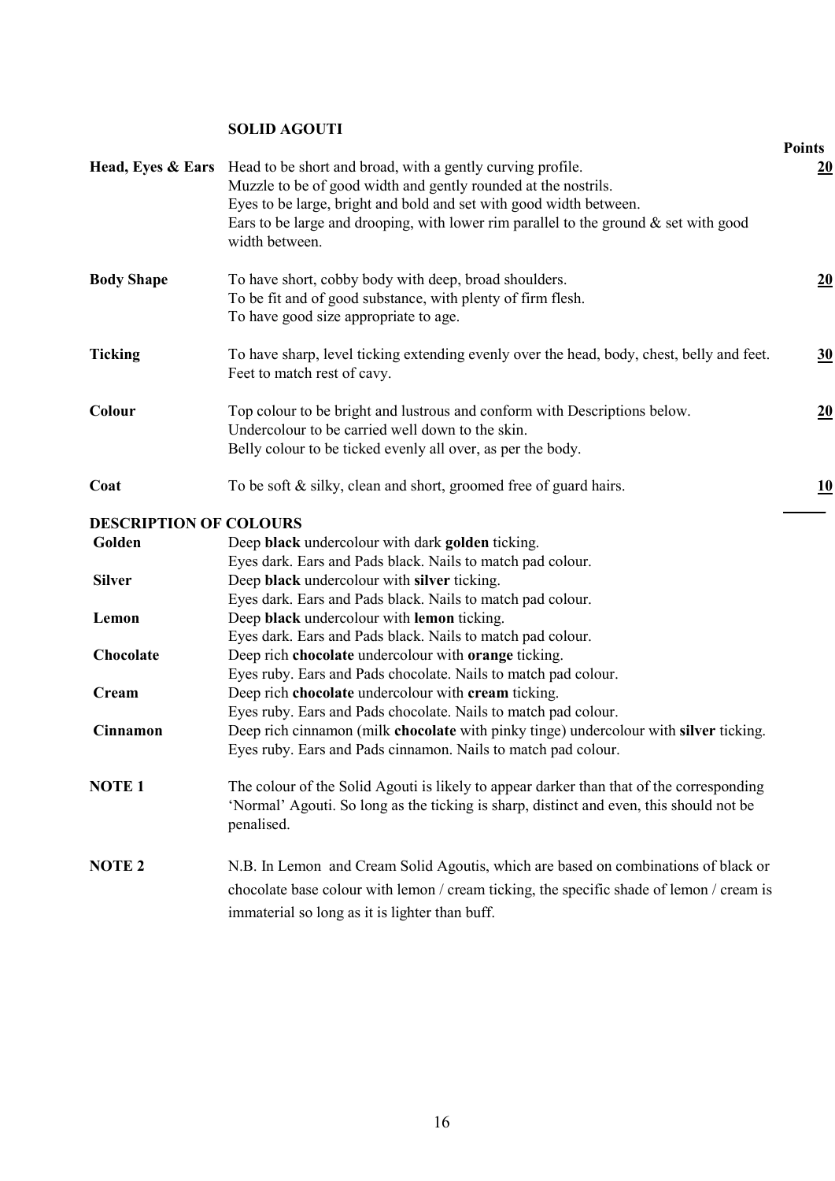## SOLID AGOUTI

| | | Points |
|---|---|---|
| **Head, Eyes & Ears** | Head to be short and broad, with a gently curving profile.<br>Muzzle to be of good width and gently rounded at the nostrils.<br>Eyes to be large, bright and bold and set with good width between.<br>Ears to be large and drooping, with lower rim parallel to the ground & set with good width between. | **20** |
| **Body Shape** | To have short, cobby body with deep, broad shoulders.<br>To be fit and of good substance, with plenty of firm flesh.<br>To have good size appropriate to age. | **20** |
| **Ticking** | To have sharp, level ticking extending evenly over the head, body, chest, belly and feet.<br>Feet to match rest of cavy. | **30** |
| **Colour** | Top colour to be bright and lustrous and conform with Descriptions below.<br>Undercolour to be carried well down to the skin.<br>Belly colour to be ticked evenly all over, as per the body. | **20** |
| **Coat** | To be soft & silky, clean and short, groomed free of guard hairs. | **10** |

### DESCRIPTION OF COLOURS

| | |
|---|---|
| **Golden** | Deep **black** undercolour with dark **golden** ticking.<br>Eyes dark. Ears and Pads black. Nails to match pad colour. |
| **Silver** | Deep **black** undercolour with **silver** ticking.<br>Eyes dark. Ears and Pads black. Nails to match pad colour. |
| **Lemon** | Deep **black** undercolour with **lemon** ticking.<br>Eyes dark. Ears and Pads black. Nails to match pad colour. |
| **Chocolate** | Deep rich **chocolate** undercolour with **orange** ticking.<br>Eyes ruby. Ears and Pads chocolate. Nails to match pad colour. |
| **Cream** | Deep rich **chocolate** undercolour with **cream** ticking.<br>Eyes ruby. Ears and Pads chocolate. Nails to match pad colour. |
| **Cinnamon** | Deep rich cinnamon (milk **chocolate** with pinky tinge) undercolour with **silver** ticking.<br>Eyes ruby. Ears and Pads cinnamon. Nails to match pad colour. |

**NOTE 1** The colour of the Solid Agouti is likely to appear darker than that of the corresponding 'Normal' Agouti. So long as the ticking is sharp, distinct and even, this should not be penalised.

**NOTE 2** N.B. In Lemon and Cream Solid Agoutis, which are based on combinations of black or chocolate base colour with lemon / cream ticking, the specific shade of lemon / cream is immaterial so long as it is lighter than buff.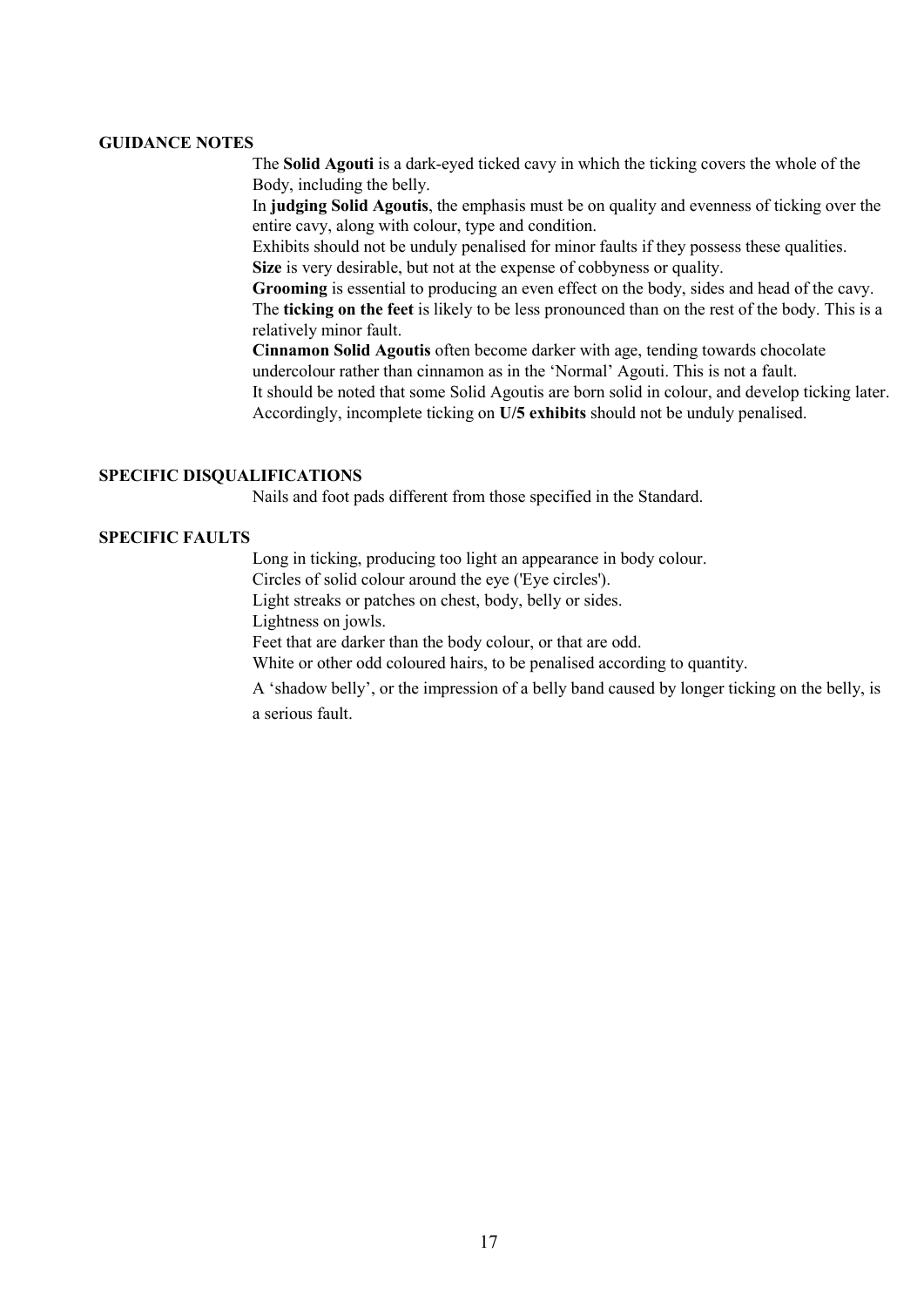## GUIDANCE NOTES

The **Solid Agouti** is a dark-eyed ticked cavy in which the ticking covers the whole of the Body, including the belly.

In **judging Solid Agoutis**, the emphasis must be on quality and evenness of ticking over the entire cavy, along with colour, type and condition.

Exhibits should not be unduly penalised for minor faults if they possess these qualities.

**Size** is very desirable, but not at the expense of cobbyness or quality.

**Grooming** is essential to producing an even effect on the body, sides and head of the cavy.

The **ticking on the feet** is likely to be less pronounced than on the rest of the body. This is a relatively minor fault.

**Cinnamon Solid Agoutis** often become darker with age, tending towards chocolate undercolour rather than cinnamon as in the 'Normal' Agouti. This is not a fault.

It should be noted that some Solid Agoutis are born solid in colour, and develop ticking later. Accordingly, incomplete ticking on **U/5 exhibits** should not be unduly penalised.

## SPECIFIC DISQUALIFICATIONS

Nails and foot pads different from those specified in the Standard.

## SPECIFIC FAULTS

Long in ticking, producing too light an appearance in body colour.

Circles of solid colour around the eye ('Eye circles').

Light streaks or patches on chest, body, belly or sides.

Lightness on jowls.

Feet that are darker than the body colour, or that are odd.

White or other odd coloured hairs, to be penalised according to quantity.

A 'shadow belly', or the impression of a belly band caused by longer ticking on the belly, is a serious fault.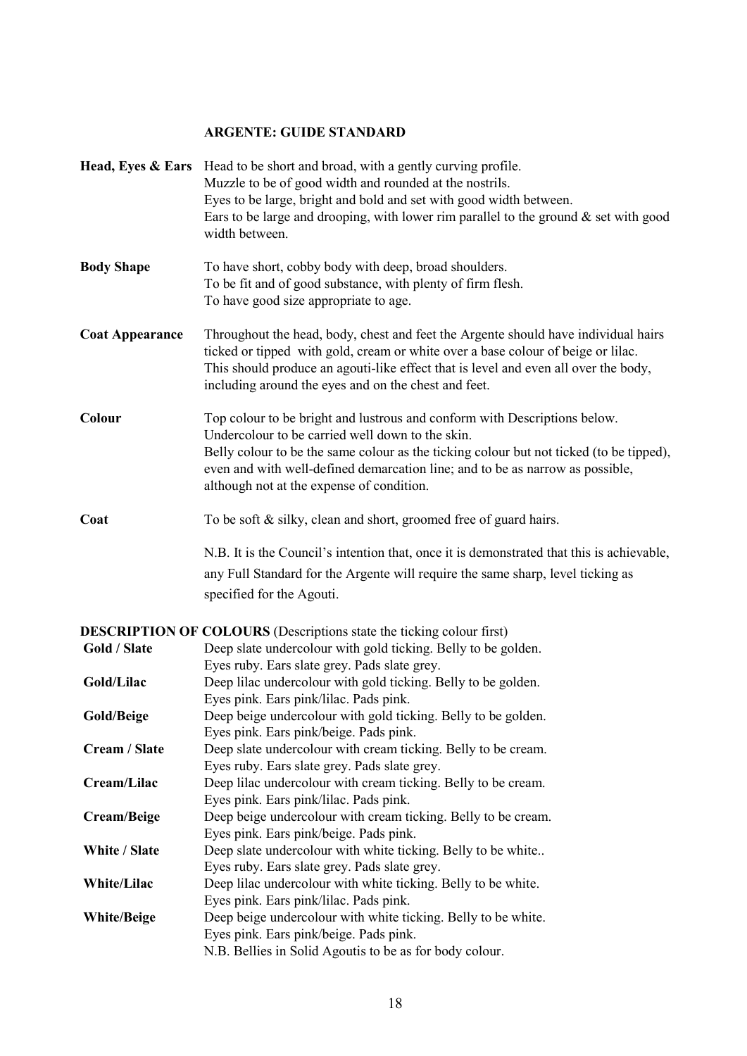## ARGENTE: GUIDE STANDARD

| | |
|---|---|
| **Head, Eyes & Ears** | Head to be short and broad, with a gently curving profile.<br>Muzzle to be of good width and rounded at the nostrils.<br>Eyes to be large, bright and bold and set with good width between.<br>Ears to be large and drooping, with lower rim parallel to the ground & set with good width between. |
| **Body Shape** | To have short, cobby body with deep, broad shoulders.<br>To be fit and of good substance, with plenty of firm flesh.<br>To have good size appropriate to age. |
| **Coat Appearance** | Throughout the head, body, chest and feet the Argente should have individual hairs ticked or tipped with gold, cream or white over a base colour of beige or lilac. This should produce an agouti-like effect that is level and even all over the body, including around the eyes and on the chest and feet. |
| **Colour** | Top colour to be bright and lustrous and conform with Descriptions below.<br>Undercolour to be carried well down to the skin.<br>Belly colour to be the same colour as the ticking colour but not ticked (to be tipped), even and with well-defined demarcation line; and to be as narrow as possible, although not at the expense of condition. |
| **Coat** | To be soft & silky, clean and short, groomed free of guard hairs.<br><br>N.B. It is the Council's intention that, once it is demonstrated that this is achievable, any Full Standard for the Argente will require the same sharp, level ticking as specified for the Agouti. |

**DESCRIPTION OF COLOURS** (Descriptions state the ticking colour first)

| | |
|---|---|
| **Gold / Slate** | Deep slate undercolour with gold ticking. Belly to be golden.<br>Eyes ruby. Ears slate grey. Pads slate grey. |
| **Gold/Lilac** | Deep lilac undercolour with gold ticking. Belly to be golden.<br>Eyes pink. Ears pink/lilac. Pads pink. |
| **Gold/Beige** | Deep beige undercolour with gold ticking. Belly to be golden.<br>Eyes pink. Ears pink/beige. Pads pink. |
| **Cream / Slate** | Deep slate undercolour with cream ticking. Belly to be cream.<br>Eyes ruby. Ears slate grey. Pads slate grey. |
| **Cream/Lilac** | Deep lilac undercolour with cream ticking. Belly to be cream.<br>Eyes pink. Ears pink/lilac. Pads pink. |
| **Cream/Beige** | Deep beige undercolour with cream ticking. Belly to be cream.<br>Eyes pink. Ears pink/beige. Pads pink. |
| **White / Slate** | Deep slate undercolour with white ticking. Belly to be white..<br>Eyes ruby. Ears slate grey. Pads slate grey. |
| **White/Lilac** | Deep lilac undercolour with white ticking. Belly to be white.<br>Eyes pink. Ears pink/lilac. Pads pink. |
| **White/Beige** | Deep beige undercolour with white ticking. Belly to be white.<br>Eyes pink. Ears pink/beige. Pads pink.<br>N.B. Bellies in Solid Agoutis to be as for body colour. |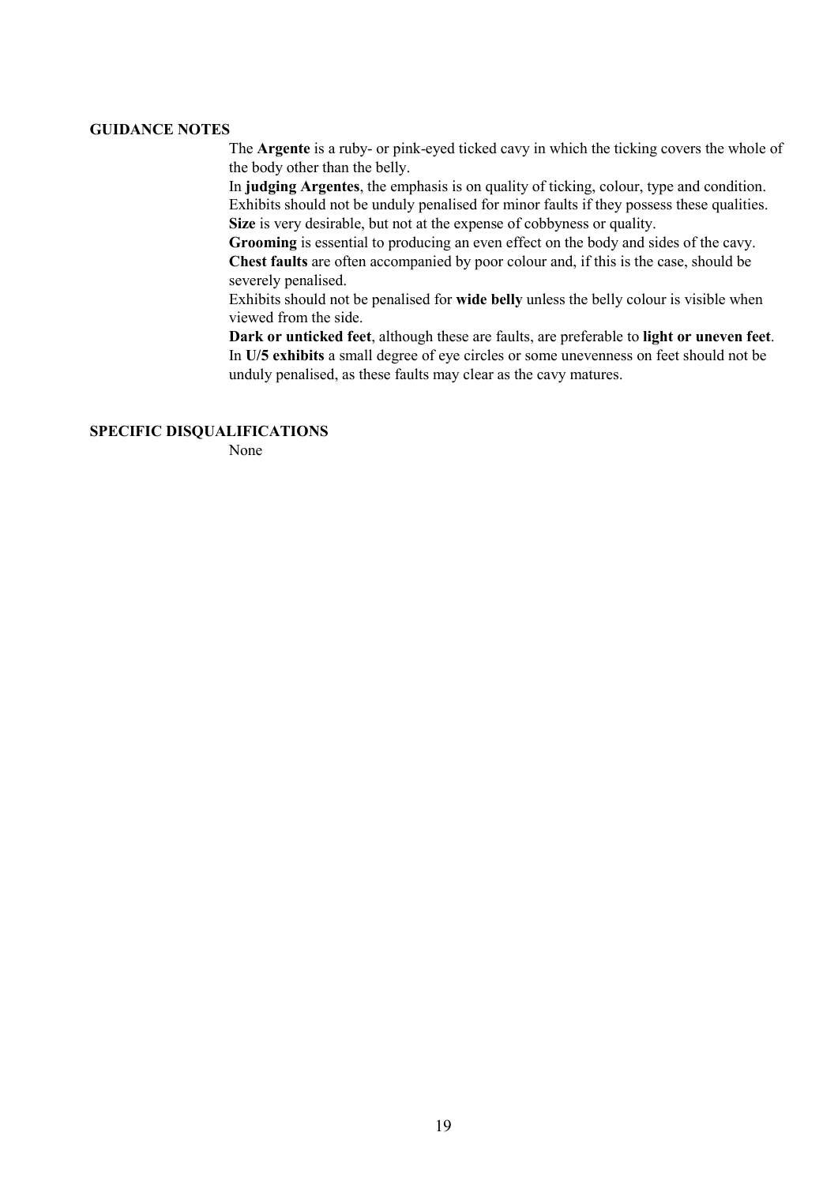**GUIDANCE NOTES**

The **Argente** is a ruby- or pink-eyed ticked cavy in which the ticking covers the whole of the body other than the belly.

In **judging Argentes**, the emphasis is on quality of ticking, colour, type and condition. Exhibits should not be unduly penalised for minor faults if they possess these qualities.

**Size** is very desirable, but not at the expense of cobbyness or quality.

**Grooming** is essential to producing an even effect on the body and sides of the cavy.

**Chest faults** are often accompanied by poor colour and, if this is the case, should be severely penalised.

Exhibits should not be penalised for **wide belly** unless the belly colour is visible when viewed from the side.

**Dark or unticked feet**, although these are faults, are preferable to **light or uneven feet**.

In **U/5 exhibits** a small degree of eye circles or some unevenness on feet should not be unduly penalised, as these faults may clear as the cavy matures.

**SPECIFIC DISQUALIFICATIONS**

None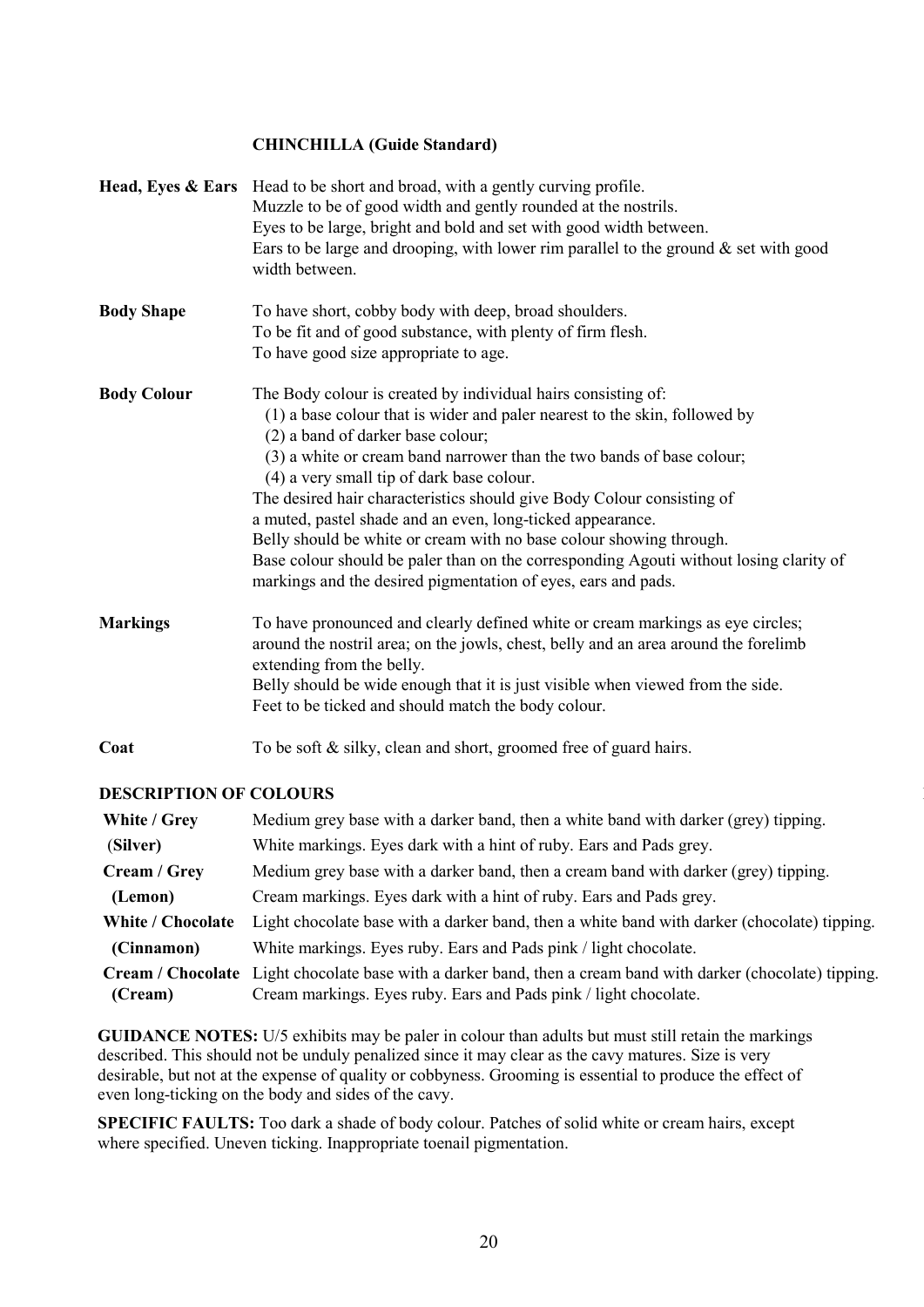## CHINCHILLA (Guide Standard)

| | |
|---|---|
| **Head, Eyes & Ears** | Head to be short and broad, with a gently curving profile.<br>Muzzle to be of good width and gently rounded at the nostrils.<br>Eyes to be large, bright and bold and set with good width between.<br>Ears to be large and drooping, with lower rim parallel to the ground & set with good width between. |
| **Body Shape** | To have short, cobby body with deep, broad shoulders.<br>To be fit and of good substance, with plenty of firm flesh.<br>To have good size appropriate to age. |
| **Body Colour** | The Body colour is created by individual hairs consisting of:<br>(1) a base colour that is wider and paler nearest to the skin, followed by<br>(2) a band of darker base colour;<br>(3) a white or cream band narrower than the two bands of base colour;<br>(4) a very small tip of dark base colour.<br>The desired hair characteristics should give Body Colour consisting of a muted, pastel shade and an even, long-ticked appearance.<br>Belly should be white or cream with no base colour showing through.<br>Base colour should be paler than on the corresponding Agouti without losing clarity of markings and the desired pigmentation of eyes, ears and pads. |
| **Markings** | To have pronounced and clearly defined white or cream markings as eye circles; around the nostril area; on the jowls, chest, belly and an area around the forelimb extending from the belly.<br>Belly should be wide enough that it is just visible when viewed from the side.<br>Feet to be ticked and should match the body colour. |
| **Coat** | To be soft & silky, clean and short, groomed free of guard hairs. |

### DESCRIPTION OF COLOURS

| | |
|---|---|
| **White / Grey (Silver)** | Medium grey base with a darker band, then a white band with darker (grey) tipping. White markings. Eyes dark with a hint of ruby. Ears and Pads grey. |
| **Cream / Grey (Lemon)** | Medium grey base with a darker band, then a cream band with darker (grey) tipping. Cream markings. Eyes dark with a hint of ruby. Ears and Pads grey. |
| **White / Chocolate (Cinnamon)** | Light chocolate base with a darker band, then a white band with darker (chocolate) tipping. White markings. Eyes ruby. Ears and Pads pink / light chocolate. |
| **Cream / Chocolate (Cream)** | Light chocolate base with a darker band, then a cream band with darker (chocolate) tipping. Cream markings. Eyes ruby. Ears and Pads pink / light chocolate. |

**GUIDANCE NOTES:** U/5 exhibits may be paler in colour than adults but must still retain the markings described. This should not be unduly penalized since it may clear as the cavy matures. Size is very desirable, but not at the expense of quality or cobbyness. Grooming is essential to produce the effect of even long-ticking on the body and sides of the cavy.

**SPECIFIC FAULTS:** Too dark a shade of body colour. Patches of solid white or cream hairs, except where specified. Uneven ticking. Inappropriate toenail pigmentation.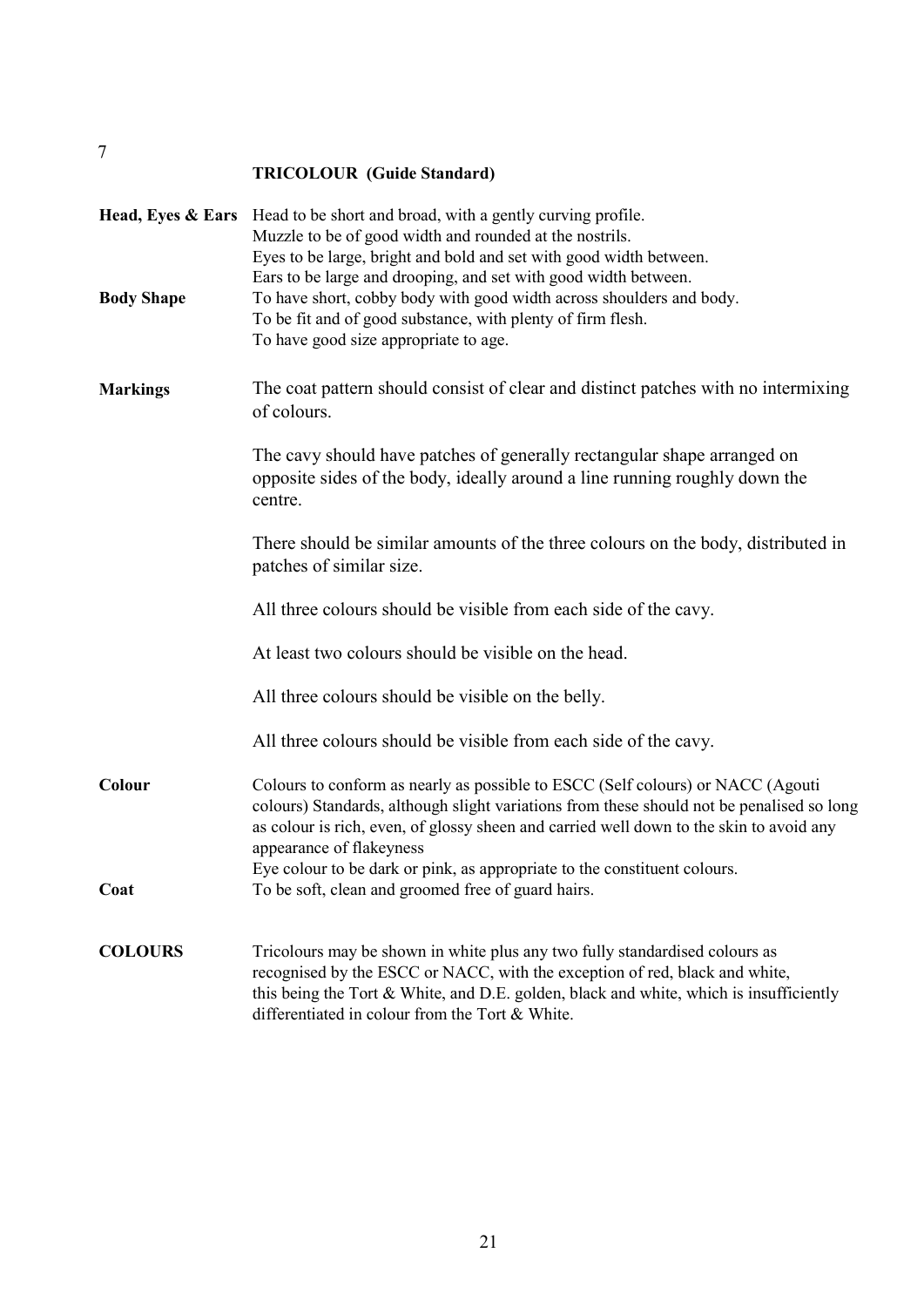7

## TRICOLOUR (Guide Standard)

**Head, Eyes & Ears**
Head to be short and broad, with a gently curving profile.
Muzzle to be of good width and rounded at the nostrils.
Eyes to be large, bright and bold and set with good width between.
Ears to be large and drooping, and set with good width between.

**Body Shape**
To have short, cobby body with good width across shoulders and body.
To be fit and of good substance, with plenty of firm flesh.
To have good size appropriate to age.

**Markings**
The coat pattern should consist of clear and distinct patches with no intermixing of colours.

The cavy should have patches of generally rectangular shape arranged on opposite sides of the body, ideally around a line running roughly down the centre.

There should be similar amounts of the three colours on the body, distributed in patches of similar size.

All three colours should be visible from each side of the cavy.

At least two colours should be visible on the head.

All three colours should be visible on the belly.

All three colours should be visible from each side of the cavy.

**Colour**
Colours to conform as nearly as possible to ESCC (Self colours) or NACC (Agouti colours) Standards, although slight variations from these should not be penalised so long as colour is rich, even, of glossy sheen and carried well down to the skin to avoid any appearance of flakeyness
Eye colour to be dark or pink, as appropriate to the constituent colours.

**Coat**
To be soft, clean and groomed free of guard hairs.

**COLOURS**
Tricolours may be shown in white plus any two fully standardised colours as recognised by the ESCC or NACC, with the exception of red, black and white, this being the Tort & White, and D.E. golden, black and white, which is insufficiently differentiated in colour from the Tort & White.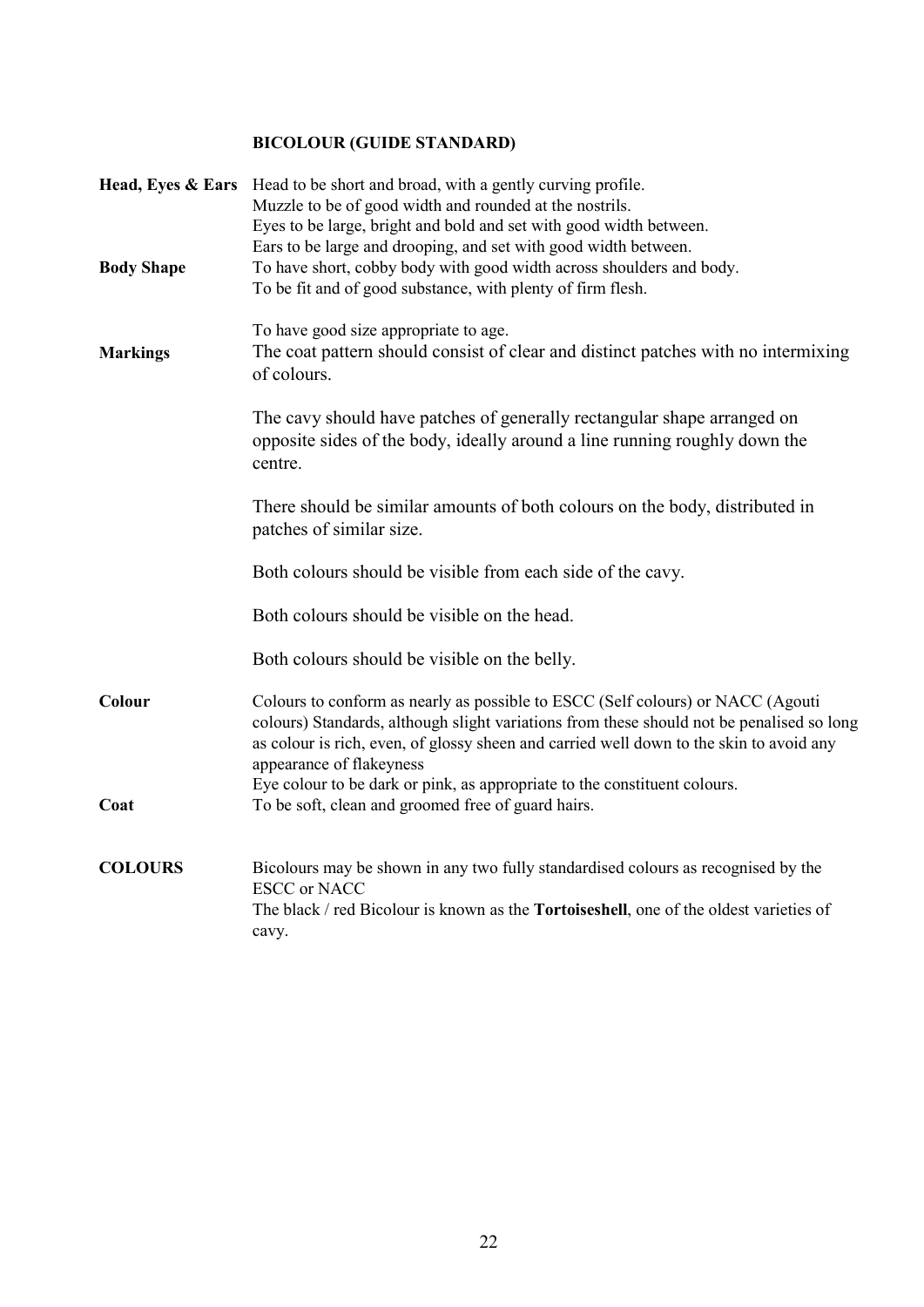## BICOLOUR (GUIDE STANDARD)

**Head, Eyes & Ears**
Head to be short and broad, with a gently curving profile.
Muzzle to be of good width and rounded at the nostrils.
Eyes to be large, bright and bold and set with good width between.
Ears to be large and drooping, and set with good width between.

**Body Shape**
To have short, cobby body with good width across shoulders and body.
To be fit and of good substance, with plenty of firm flesh.

To have good size appropriate to age.

**Markings**
The coat pattern should consist of clear and distinct patches with no intermixing of colours.

The cavy should have patches of generally rectangular shape arranged on opposite sides of the body, ideally around a line running roughly down the centre.

There should be similar amounts of both colours on the body, distributed in patches of similar size.

Both colours should be visible from each side of the cavy.

Both colours should be visible on the head.

Both colours should be visible on the belly.

**Colour**
Colours to conform as nearly as possible to ESCC (Self colours) or NACC (Agouti colours) Standards, although slight variations from these should not be penalised so long as colour is rich, even, of glossy sheen and carried well down to the skin to avoid any appearance of flakeyness
Eye colour to be dark or pink, as appropriate to the constituent colours.

**Coat**
To be soft, clean and groomed free of guard hairs.

**COLOURS**
Bicolours may be shown in any two fully standardised colours as recognised by the ESCC or NACC
The black / red Bicolour is known as the **Tortoiseshell**, one of the oldest varieties of cavy.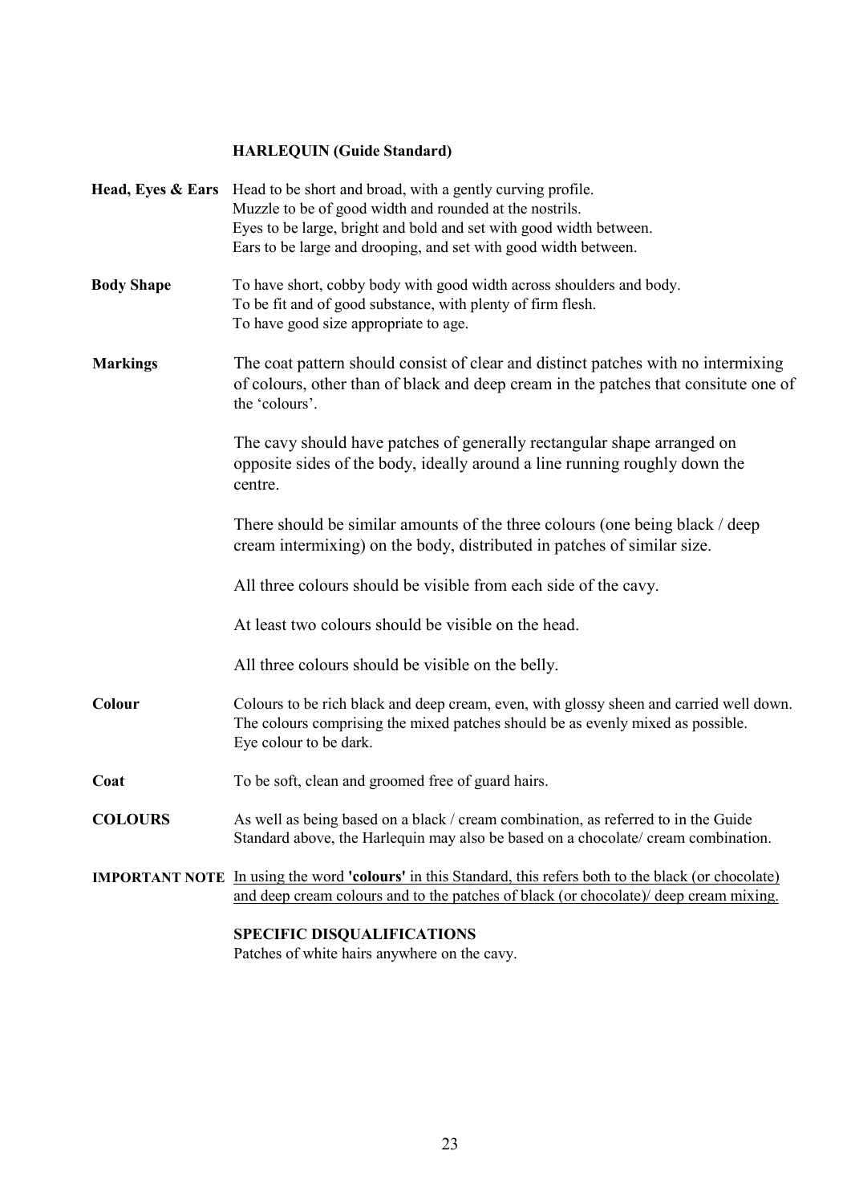## HARLEQUIN (Guide Standard)

**Head, Eyes & Ears** Head to be short and broad, with a gently curving profile.
Muzzle to be of good width and rounded at the nostrils.
Eyes to be large, bright and bold and set with good width between.
Ears to be large and drooping, and set with good width between.

**Body Shape** To have short, cobby body with good width across shoulders and body.
To be fit and of good substance, with plenty of firm flesh.
To have good size appropriate to age.

**Markings** The coat pattern should consist of clear and distinct patches with no intermixing of colours, other than of black and deep cream in the patches that consitute one of the 'colours'.

The cavy should have patches of generally rectangular shape arranged on opposite sides of the body, ideally around a line running roughly down the centre.

There should be similar amounts of the three colours (one being black / deep cream intermixing) on the body, distributed in patches of similar size.

All three colours should be visible from each side of the cavy.

At least two colours should be visible on the head.

All three colours should be visible on the belly.

**Colour** Colours to be rich black and deep cream, even, with glossy sheen and carried well down.
The colours comprising the mixed patches should be as evenly mixed as possible.
Eye colour to be dark.

**Coat** To be soft, clean and groomed free of guard hairs.

**COLOURS** As well as being based on a black / cream combination, as referred to in the Guide Standard above, the Harlequin may also be based on a chocolate/ cream combination.

**IMPORTANT NOTE** <u>In using the word **'colours'** in this Standard, this refers both to the black (or chocolate) and deep cream colours and to the patches of black (or chocolate)/ deep cream mixing.</u>

**SPECIFIC DISQUALIFICATIONS**
Patches of white hairs anywhere on the cavy.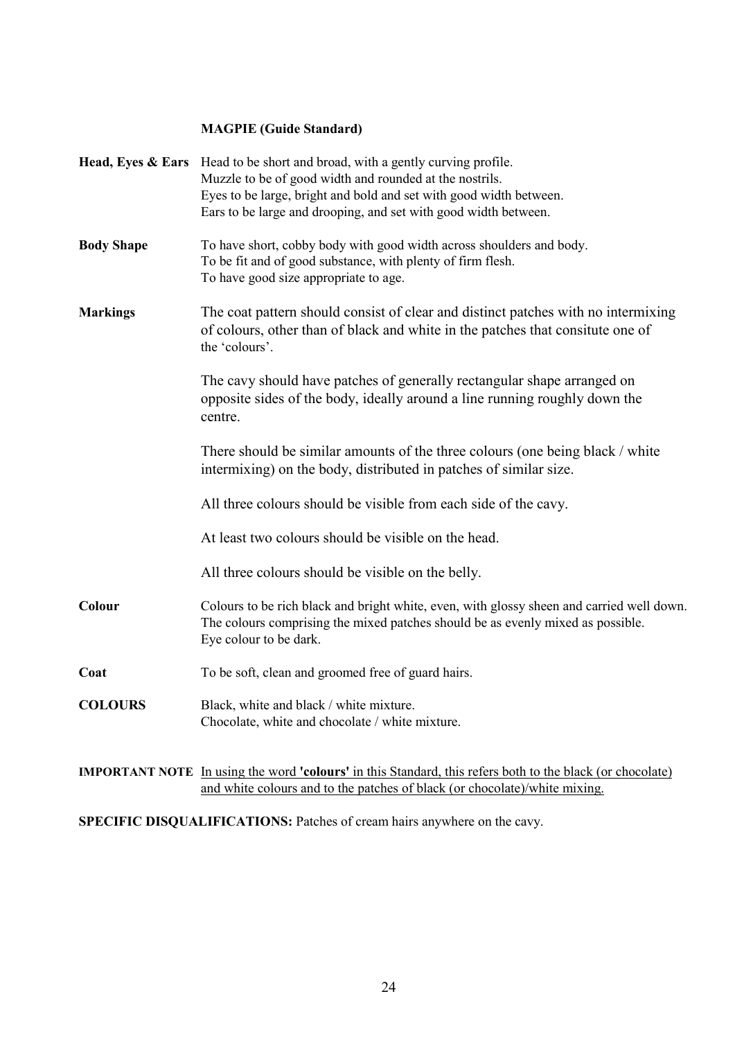## MAGPIE (Guide Standard)

**Head, Eyes & Ears**
Head to be short and broad, with a gently curving profile.
Muzzle to be of good width and rounded at the nostrils.
Eyes to be large, bright and bold and set with good width between.
Ears to be large and drooping, and set with good width between.

**Body Shape**
To have short, cobby body with good width across shoulders and body.
To be fit and of good substance, with plenty of firm flesh.
To have good size appropriate to age.

**Markings**
The coat pattern should consist of clear and distinct patches with no intermixing of colours, other than of black and white in the patches that consitute one of the 'colours'.

The cavy should have patches of generally rectangular shape arranged on opposite sides of the body, ideally around a line running roughly down the centre.

There should be similar amounts of the three colours (one being black / white intermixing) on the body, distributed in patches of similar size.

All three colours should be visible from each side of the cavy.

At least two colours should be visible on the head.

All three colours should be visible on the belly.

**Colour**
Colours to be rich black and bright white, even, with glossy sheen and carried well down.
The colours comprising the mixed patches should be as evenly mixed as possible.
Eye colour to be dark.

**Coat**
To be soft, clean and groomed free of guard hairs.

**COLOURS**
Black, white and black / white mixture.
Chocolate, white and chocolate / white mixture.

**IMPORTANT NOTE** <u>In using the word **'colours'** in this Standard, this refers both to the black (or chocolate) and white colours and to the patches of black (or chocolate)/white mixing.</u>

**SPECIFIC DISQUALIFICATIONS:** Patches of cream hairs anywhere on the cavy.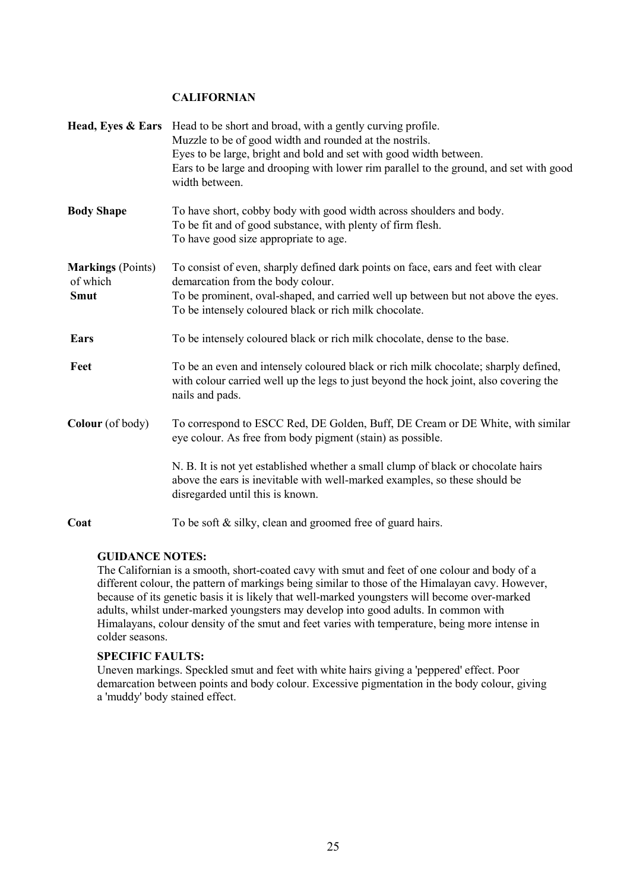# CALIFORNIAN

| | |
|---|---|
| **Head, Eyes & Ears** | Head to be short and broad, with a gently curving profile.<br>Muzzle to be of good width and rounded at the nostrils.<br>Eyes to be large, bright and bold and set with good width between.<br>Ears to be large and drooping with lower rim parallel to the ground, and set with good width between. |
| **Body Shape** | To have short, cobby body with good width across shoulders and body.<br>To be fit and of good substance, with plenty of firm flesh.<br>To have good size appropriate to age. |
| **Markings** (Points) of which | To consist of even, sharply defined dark points on face, ears and feet with clear demarcation from the body colour. |
| **Smut** | To be prominent, oval-shaped, and carried well up between but not above the eyes.<br>To be intensely coloured black or rich milk chocolate. |
| **Ears** | To be intensely coloured black or rich milk chocolate, dense to the base. |
| **Feet** | To be an even and intensely coloured black or rich milk chocolate; sharply defined, with colour carried well up the legs to just beyond the hock joint, also covering the nails and pads. |
| **Colour** (of body) | To correspond to ESCC Red, DE Golden, Buff, DE Cream or DE White, with similar eye colour. As free from body pigment (stain) as possible.<br><br>N. B. It is not yet established whether a small clump of black or chocolate hairs above the ears is inevitable with well-marked examples, so these should be disregarded until this is known. |
| **Coat** | To be soft & silky, clean and groomed free of guard hairs. |

**GUIDANCE NOTES:**

The Californian is a smooth, short-coated cavy with smut and feet of one colour and body of a different colour, the pattern of markings being similar to those of the Himalayan cavy. However, because of its genetic basis it is likely that well-marked youngsters will become over-marked adults, whilst under-marked youngsters may develop into good adults. In common with Himalayans, colour density of the smut and feet varies with temperature, being more intense in colder seasons.

**SPECIFIC FAULTS:**

Uneven markings. Speckled smut and feet with white hairs giving a 'peppered' effect. Poor demarcation between points and body colour. Excessive pigmentation in the body colour, giving a 'muddy' body stained effect.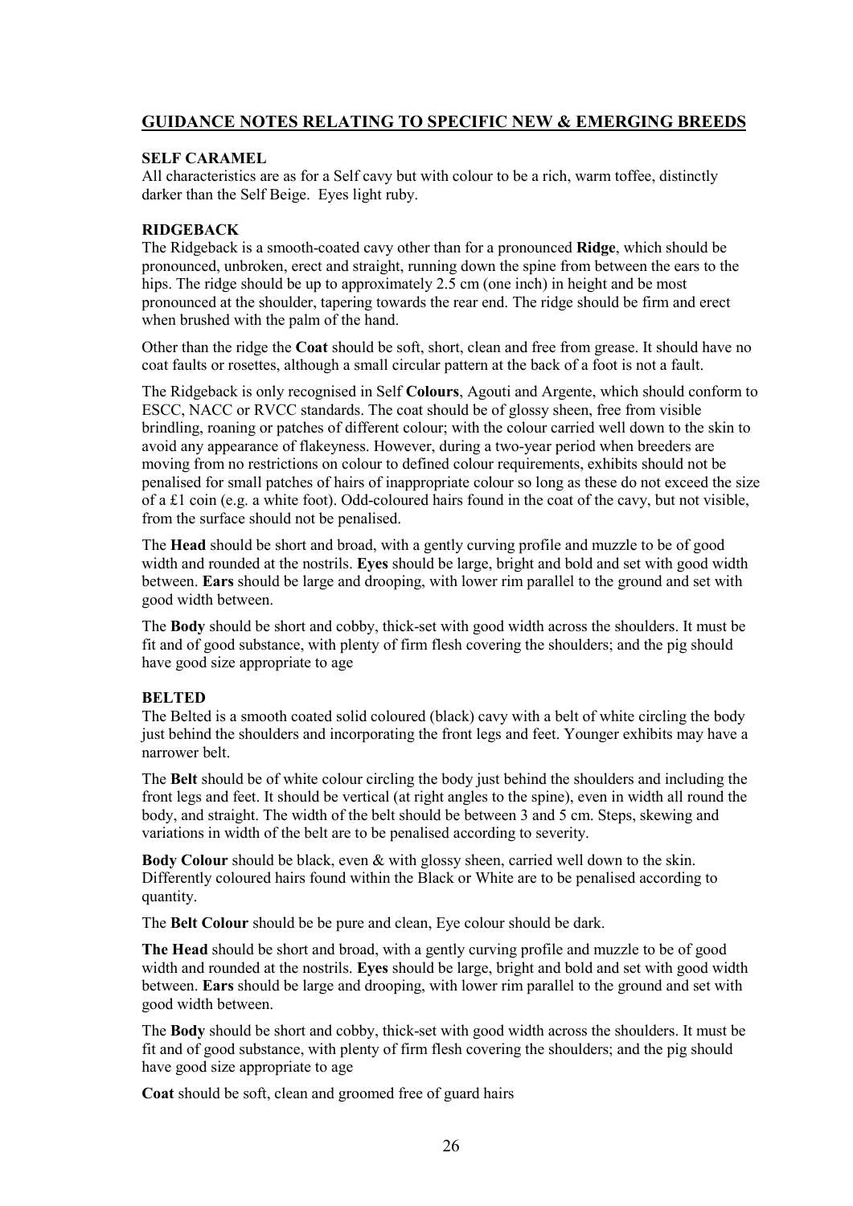## GUIDANCE NOTES RELATING TO SPECIFIC NEW & EMERGING BREEDS

### SELF CARAMEL

All characteristics are as for a Self cavy but with colour to be a rich, warm toffee, distinctly darker than the Self Beige. Eyes light ruby.

### RIDGEBACK

The Ridgeback is a smooth-coated cavy other than for a pronounced **Ridge**, which should be pronounced, unbroken, erect and straight, running down the spine from between the ears to the hips. The ridge should be up to approximately 2.5 cm (one inch) in height and be most pronounced at the shoulder, tapering towards the rear end. The ridge should be firm and erect when brushed with the palm of the hand.

Other than the ridge the **Coat** should be soft, short, clean and free from grease. It should have no coat faults or rosettes, although a small circular pattern at the back of a foot is not a fault.

The Ridgeback is only recognised in Self **Colours**, Agouti and Argente, which should conform to ESCC, NACC or RVCC standards. The coat should be of glossy sheen, free from visible brindling, roaning or patches of different colour; with the colour carried well down to the skin to avoid any appearance of flakeyness. However, during a two-year period when breeders are moving from no restrictions on colour to defined colour requirements, exhibits should not be penalised for small patches of hairs of inappropriate colour so long as these do not exceed the size of a £1 coin (e.g. a white foot). Odd-coloured hairs found in the coat of the cavy, but not visible, from the surface should not be penalised.

The **Head** should be short and broad, with a gently curving profile and muzzle to be of good width and rounded at the nostrils. **Eyes** should be large, bright and bold and set with good width between. **Ears** should be large and drooping, with lower rim parallel to the ground and set with good width between.

The **Body** should be short and cobby, thick-set with good width across the shoulders. It must be fit and of good substance, with plenty of firm flesh covering the shoulders; and the pig should have good size appropriate to age

### BELTED

The Belted is a smooth coated solid coloured (black) cavy with a belt of white circling the body just behind the shoulders and incorporating the front legs and feet. Younger exhibits may have a narrower belt.

The **Belt** should be of white colour circling the body just behind the shoulders and including the front legs and feet. It should be vertical (at right angles to the spine), even in width all round the body, and straight. The width of the belt should be between 3 and 5 cm. Steps, skewing and variations in width of the belt are to be penalised according to severity.

**Body Colour** should be black, even & with glossy sheen, carried well down to the skin. Differently coloured hairs found within the Black or White are to be penalised according to quantity.

The **Belt Colour** should be be pure and clean, Eye colour should be dark.

**The Head** should be short and broad, with a gently curving profile and muzzle to be of good width and rounded at the nostrils. **Eyes** should be large, bright and bold and set with good width between. **Ears** should be large and drooping, with lower rim parallel to the ground and set with good width between.

The **Body** should be short and cobby, thick-set with good width across the shoulders. It must be fit and of good substance, with plenty of firm flesh covering the shoulders; and the pig should have good size appropriate to age

**Coat** should be soft, clean and groomed free of guard hairs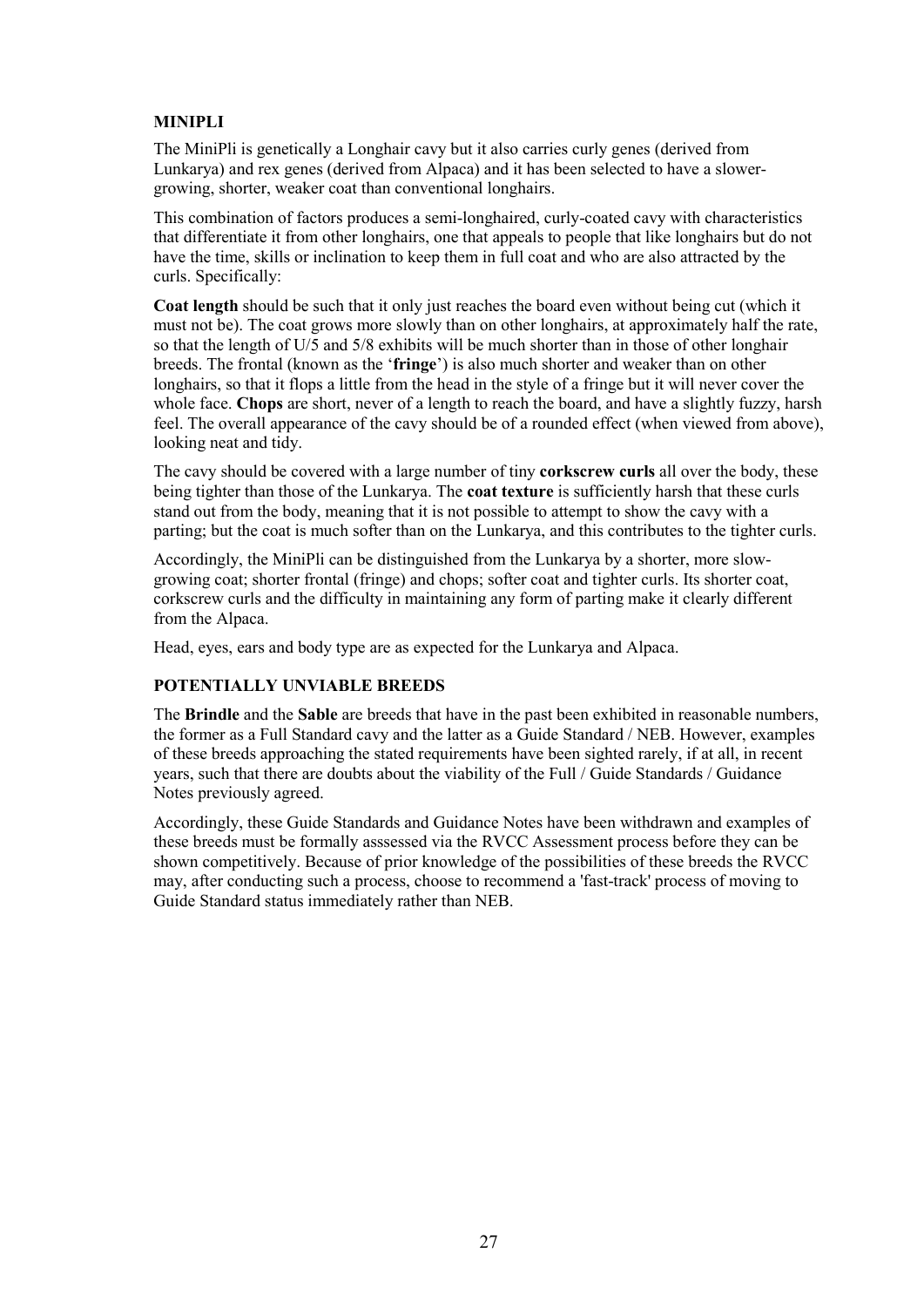## MINIPLI

The MiniPli is genetically a Longhair cavy but it also carries curly genes (derived from Lunkarya) and rex genes (derived from Alpaca) and it has been selected to have a slower-growing, shorter, weaker coat than conventional longhairs.

This combination of factors produces a semi-longhaired, curly-coated cavy with characteristics that differentiate it from other longhairs, one that appeals to people that like longhairs but do not have the time, skills or inclination to keep them in full coat and who are also attracted by the curls. Specifically:

**Coat length** should be such that it only just reaches the board even without being cut (which it must not be). The coat grows more slowly than on other longhairs, at approximately half the rate, so that the length of U/5 and 5/8 exhibits will be much shorter than in those of other longhair breeds. The frontal (known as the '**fringe**') is also much shorter and weaker than on other longhairs, so that it flops a little from the head in the style of a fringe but it will never cover the whole face. **Chops** are short, never of a length to reach the board, and have a slightly fuzzy, harsh feel. The overall appearance of the cavy should be of a rounded effect (when viewed from above), looking neat and tidy.

The cavy should be covered with a large number of tiny **corkscrew curls** all over the body, these being tighter than those of the Lunkarya. The **coat texture** is sufficiently harsh that these curls stand out from the body, meaning that it is not possible to attempt to show the cavy with a parting; but the coat is much softer than on the Lunkarya, and this contributes to the tighter curls.

Accordingly, the MiniPli can be distinguished from the Lunkarya by a shorter, more slow-growing coat; shorter frontal (fringe) and chops; softer coat and tighter curls. Its shorter coat, corkscrew curls and the difficulty in maintaining any form of parting make it clearly different from the Alpaca.

Head, eyes, ears and body type are as expected for the Lunkarya and Alpaca.

## POTENTIALLY UNVIABLE BREEDS

The **Brindle** and the **Sable** are breeds that have in the past been exhibited in reasonable numbers, the former as a Full Standard cavy and the latter as a Guide Standard / NEB. However, examples of these breeds approaching the stated requirements have been sighted rarely, if at all, in recent years, such that there are doubts about the viability of the Full / Guide Standards / Guidance Notes previously agreed.

Accordingly, these Guide Standards and Guidance Notes have been withdrawn and examples of these breeds must be formally asssessed via the RVCC Assessment process before they can be shown competitively. Because of prior knowledge of the possibilities of these breeds the RVCC may, after conducting such a process, choose to recommend a 'fast-track' process of moving to Guide Standard status immediately rather than NEB.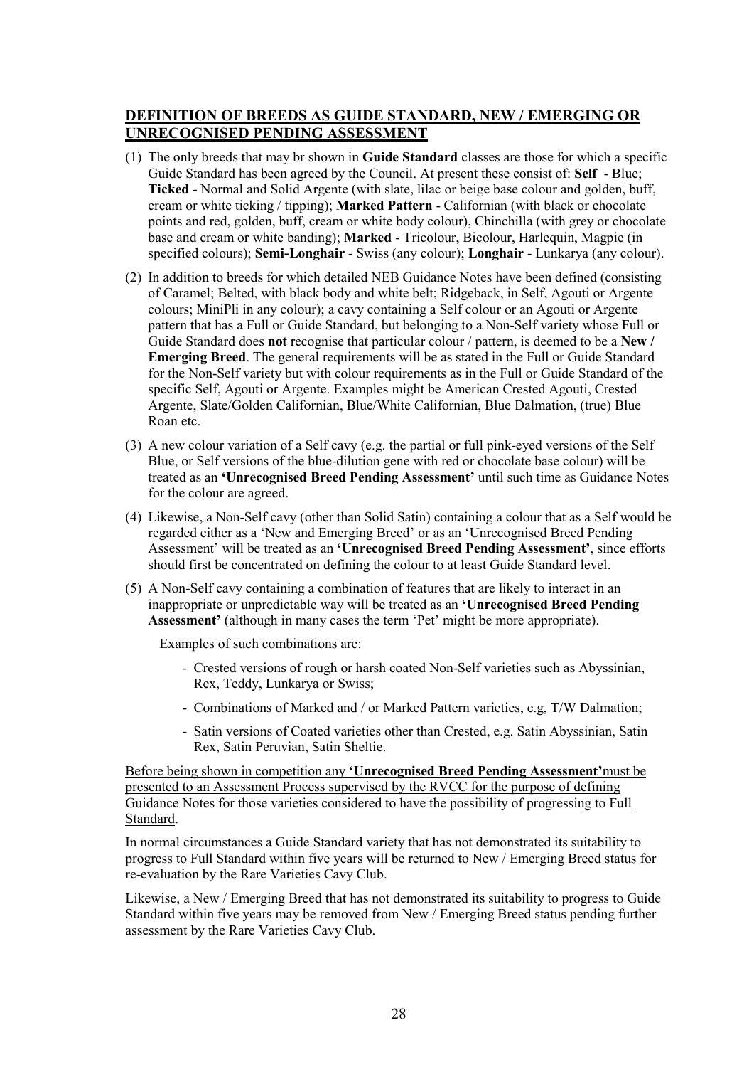## DEFINITION OF BREEDS AS GUIDE STANDARD, NEW / EMERGING OR UNRECOGNISED PENDING ASSESSMENT

(1) The only breeds that may br shown in **Guide Standard** classes are those for which a specific Guide Standard has been agreed by the Council. At present these consist of: **Self** - Blue; **Ticked** - Normal and Solid Argente (with slate, lilac or beige base colour and golden, buff, cream or white ticking / tipping); **Marked Pattern** - Californian (with black or chocolate points and red, golden, buff, cream or white body colour), Chinchilla (with grey or chocolate base and cream or white banding); **Marked** - Tricolour, Bicolour, Harlequin, Magpie (in specified colours); **Semi-Longhair** - Swiss (any colour); **Longhair** - Lunkarya (any colour).

(2) In addition to breeds for which detailed NEB Guidance Notes have been defined (consisting of Caramel; Belted, with black body and white belt; Ridgeback, in Self, Agouti or Argente colours; MiniPli in any colour); a cavy containing a Self colour or an Agouti or Argente pattern that has a Full or Guide Standard, but belonging to a Non-Self variety whose Full or Guide Standard does **not** recognise that particular colour / pattern, is deemed to be a **New / Emerging Breed**. The general requirements will be as stated in the Full or Guide Standard for the Non-Self variety but with colour requirements as in the Full or Guide Standard of the specific Self, Agouti or Argente. Examples might be American Crested Agouti, Crested Argente, Slate/Golden Californian, Blue/White Californian, Blue Dalmation, (true) Blue Roan etc.

(3) A new colour variation of a Self cavy (e.g. the partial or full pink-eyed versions of the Self Blue, or Self versions of the blue-dilution gene with red or chocolate base colour) will be treated as an **'Unrecognised Breed Pending Assessment'** until such time as Guidance Notes for the colour are agreed.

(4) Likewise, a Non-Self cavy (other than Solid Satin) containing a colour that as a Self would be regarded either as a 'New and Emerging Breed' or as an 'Unrecognised Breed Pending Assessment' will be treated as an **'Unrecognised Breed Pending Assessment'**, since efforts should first be concentrated on defining the colour to at least Guide Standard level.

(5) A Non-Self cavy containing a combination of features that are likely to interact in an inappropriate or unpredictable way will be treated as an **'Unrecognised Breed Pending Assessment'** (although in many cases the term 'Pet' might be more appropriate).

Examples of such combinations are:

- Crested versions of rough or harsh coated Non-Self varieties such as Abyssinian, Rex, Teddy, Lunkarya or Swiss;
- Combinations of Marked and / or Marked Pattern varieties, e.g, T/W Dalmation;
- Satin versions of Coated varieties other than Crested, e.g. Satin Abyssinian, Satin Rex, Satin Peruvian, Satin Sheltie.

<u>Before being shown in competition any **'Unrecognised Breed Pending Assessment'** must be presented to an Assessment Process supervised by the RVCC for the purpose of defining Guidance Notes for those varieties considered to have the possibility of progressing to Full Standard.</u>

In normal circumstances a Guide Standard variety that has not demonstrated its suitability to progress to Full Standard within five years will be returned to New / Emerging Breed status for re-evaluation by the Rare Varieties Cavy Club.

Likewise, a New / Emerging Breed that has not demonstrated its suitability to progress to Guide Standard within five years may be removed from New / Emerging Breed status pending further assessment by the Rare Varieties Cavy Club.